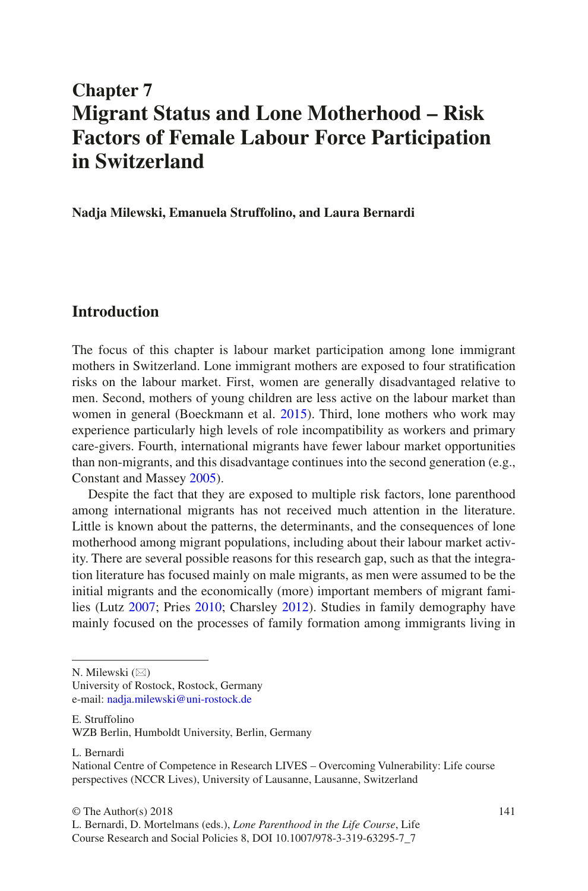# Chapter 7
# Migrant Status and Lone Motherhood – Risk Factors of Female Labour Force Participation in Switzerland

**Nadja Milewski, Emanuela Struffolino, and Laura Bernardi**

## Introduction

The focus of this chapter is labour market participation among lone immigrant mothers in Switzerland. Lone immigrant mothers are exposed to four stratification risks on the labour market. First, women are generally disadvantaged relative to men. Second, mothers of young children are less active on the labour market than women in general (Boeckmann et al. 2015). Third, lone mothers who work may experience particularly high levels of role incompatibility as workers and primary care-givers. Fourth, international migrants have fewer labour market opportunities than non-migrants, and this disadvantage continues into the second generation (e.g., Constant and Massey 2005).

Despite the fact that they are exposed to multiple risk factors, lone parenthood among international migrants has not received much attention in the literature. Little is known about the patterns, the determinants, and the consequences of lone motherhood among migrant populations, including about their labour market activity. There are several possible reasons for this research gap, such as that the integration literature has focused mainly on male migrants, as men were assumed to be the initial migrants and the economically (more) important members of migrant families (Lutz 2007; Pries 2010; Charsley 2012). Studies in family demography have mainly focused on the processes of family formation among immigrants living in

---

N. Milewski (✉)
University of Rostock, Rostock, Germany
e-mail: nadja.milewski@uni-rostock.de

E. Struffolino
WZB Berlin, Humboldt University, Berlin, Germany

L. Bernardi
National Centre of Competence in Research LIVES – Overcoming Vulnerability: Life course perspectives (NCCR Lives), University of Lausanne, Lausanne, Switzerland

© The Author(s) 2018
L. Bernardi, D. Mortelmans (eds.), *Lone Parenthood in the Life Course*, Life Course Research and Social Policies 8, DOI 10.1007/978-3-319-63295-7_7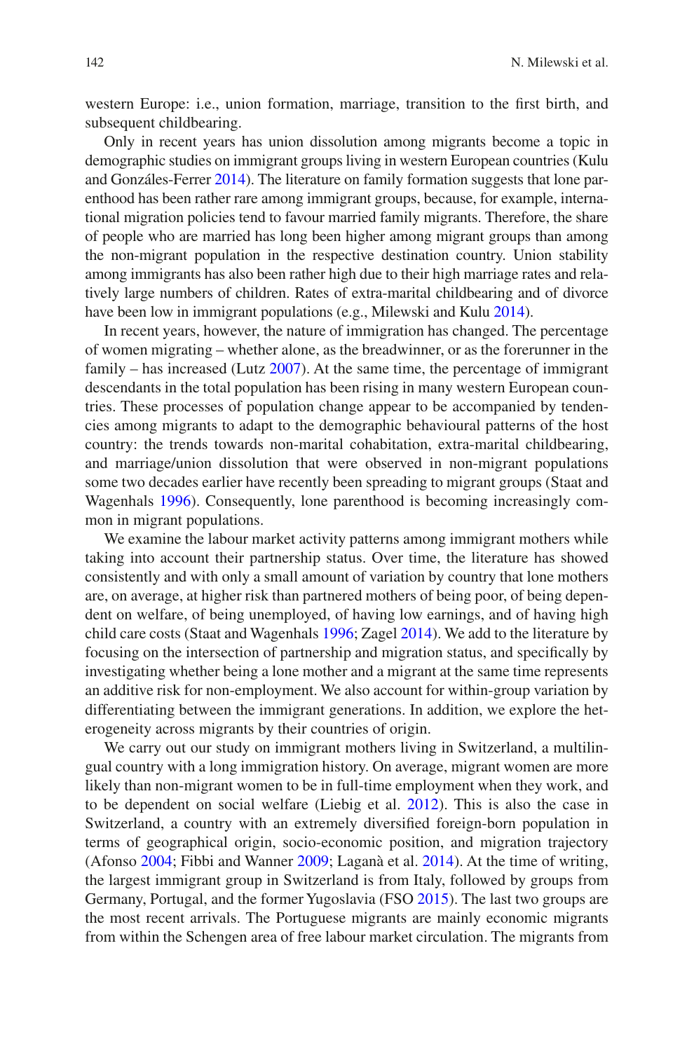western Europe: i.e., union formation, marriage, transition to the first birth, and subsequent childbearing.

Only in recent years has union dissolution among migrants become a topic in demographic studies on immigrant groups living in western European countries (Kulu and Gonzáles-Ferrer 2014). The literature on family formation suggests that lone parenthood has been rather rare among immigrant groups, because, for example, international migration policies tend to favour married family migrants. Therefore, the share of people who are married has long been higher among migrant groups than among the non-migrant population in the respective destination country. Union stability among immigrants has also been rather high due to their high marriage rates and relatively large numbers of children. Rates of extra-marital childbearing and of divorce have been low in immigrant populations (e.g., Milewski and Kulu 2014).

In recent years, however, the nature of immigration has changed. The percentage of women migrating – whether alone, as the breadwinner, or as the forerunner in the family – has increased (Lutz 2007). At the same time, the percentage of immigrant descendants in the total population has been rising in many western European countries. These processes of population change appear to be accompanied by tendencies among migrants to adapt to the demographic behavioural patterns of the host country: the trends towards non-marital cohabitation, extra-marital childbearing, and marriage/union dissolution that were observed in non-migrant populations some two decades earlier have recently been spreading to migrant groups (Staat and Wagenhals 1996). Consequently, lone parenthood is becoming increasingly common in migrant populations.

We examine the labour market activity patterns among immigrant mothers while taking into account their partnership status. Over time, the literature has showed consistently and with only a small amount of variation by country that lone mothers are, on average, at higher risk than partnered mothers of being poor, of being dependent on welfare, of being unemployed, of having low earnings, and of having high child care costs (Staat and Wagenhals 1996; Zagel 2014). We add to the literature by focusing on the intersection of partnership and migration status, and specifically by investigating whether being a lone mother and a migrant at the same time represents an additive risk for non-employment. We also account for within-group variation by differentiating between the immigrant generations. In addition, we explore the heterogeneity across migrants by their countries of origin.

We carry out our study on immigrant mothers living in Switzerland, a multilingual country with a long immigration history. On average, migrant women are more likely than non-migrant women to be in full-time employment when they work, and to be dependent on social welfare (Liebig et al. 2012). This is also the case in Switzerland, a country with an extremely diversified foreign-born population in terms of geographical origin, socio-economic position, and migration trajectory (Afonso 2004; Fibbi and Wanner 2009; Laganà et al. 2014). At the time of writing, the largest immigrant group in Switzerland is from Italy, followed by groups from Germany, Portugal, and the former Yugoslavia (FSO 2015). The last two groups are the most recent arrivals. The Portuguese migrants are mainly economic migrants from within the Schengen area of free labour market circulation. The migrants from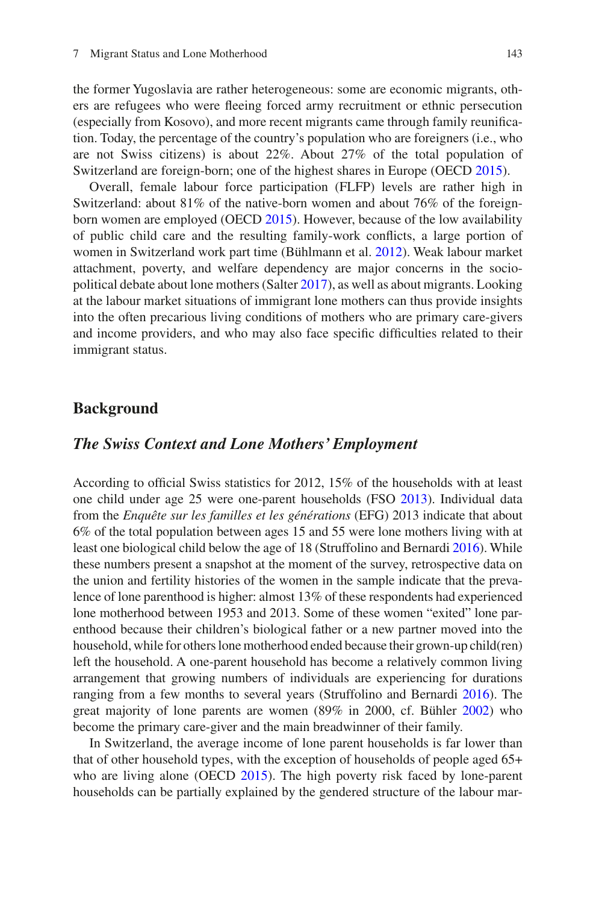the former Yugoslavia are rather heterogeneous: some are economic migrants, others are refugees who were fleeing forced army recruitment or ethnic persecution (especially from Kosovo), and more recent migrants came through family reunification. Today, the percentage of the country's population who are foreigners (i.e., who are not Swiss citizens) is about 22%. About 27% of the total population of Switzerland are foreign-born; one of the highest shares in Europe (OECD 2015).

Overall, female labour force participation (FLFP) levels are rather high in Switzerland: about 81% of the native-born women and about 76% of the foreign-born women are employed (OECD 2015). However, because of the low availability of public child care and the resulting family-work conflicts, a large portion of women in Switzerland work part time (Bühlmann et al. 2012). Weak labour market attachment, poverty, and welfare dependency are major concerns in the socio-political debate about lone mothers (Salter 2017), as well as about migrants. Looking at the labour market situations of immigrant lone mothers can thus provide insights into the often precarious living conditions of mothers who are primary care-givers and income providers, and who may also face specific difficulties related to their immigrant status.

## Background

### *The Swiss Context and Lone Mothers' Employment*

According to official Swiss statistics for 2012, 15% of the households with at least one child under age 25 were one-parent households (FSO 2013). Individual data from the *Enquête sur les familles et les générations* (EFG) 2013 indicate that about 6% of the total population between ages 15 and 55 were lone mothers living with at least one biological child below the age of 18 (Struffolino and Bernardi 2016). While these numbers present a snapshot at the moment of the survey, retrospective data on the union and fertility histories of the women in the sample indicate that the prevalence of lone parenthood is higher: almost 13% of these respondents had experienced lone motherhood between 1953 and 2013. Some of these women "exited" lone parenthood because their children's biological father or a new partner moved into the household, while for others lone motherhood ended because their grown-up child(ren) left the household. A one-parent household has become a relatively common living arrangement that growing numbers of individuals are experiencing for durations ranging from a few months to several years (Struffolino and Bernardi 2016). The great majority of lone parents are women (89% in 2000, cf. Bühler 2002) who become the primary care-giver and the main breadwinner of their family.

In Switzerland, the average income of lone parent households is far lower than that of other household types, with the exception of households of people aged 65+ who are living alone (OECD 2015). The high poverty risk faced by lone-parent households can be partially explained by the gendered structure of the labour mar-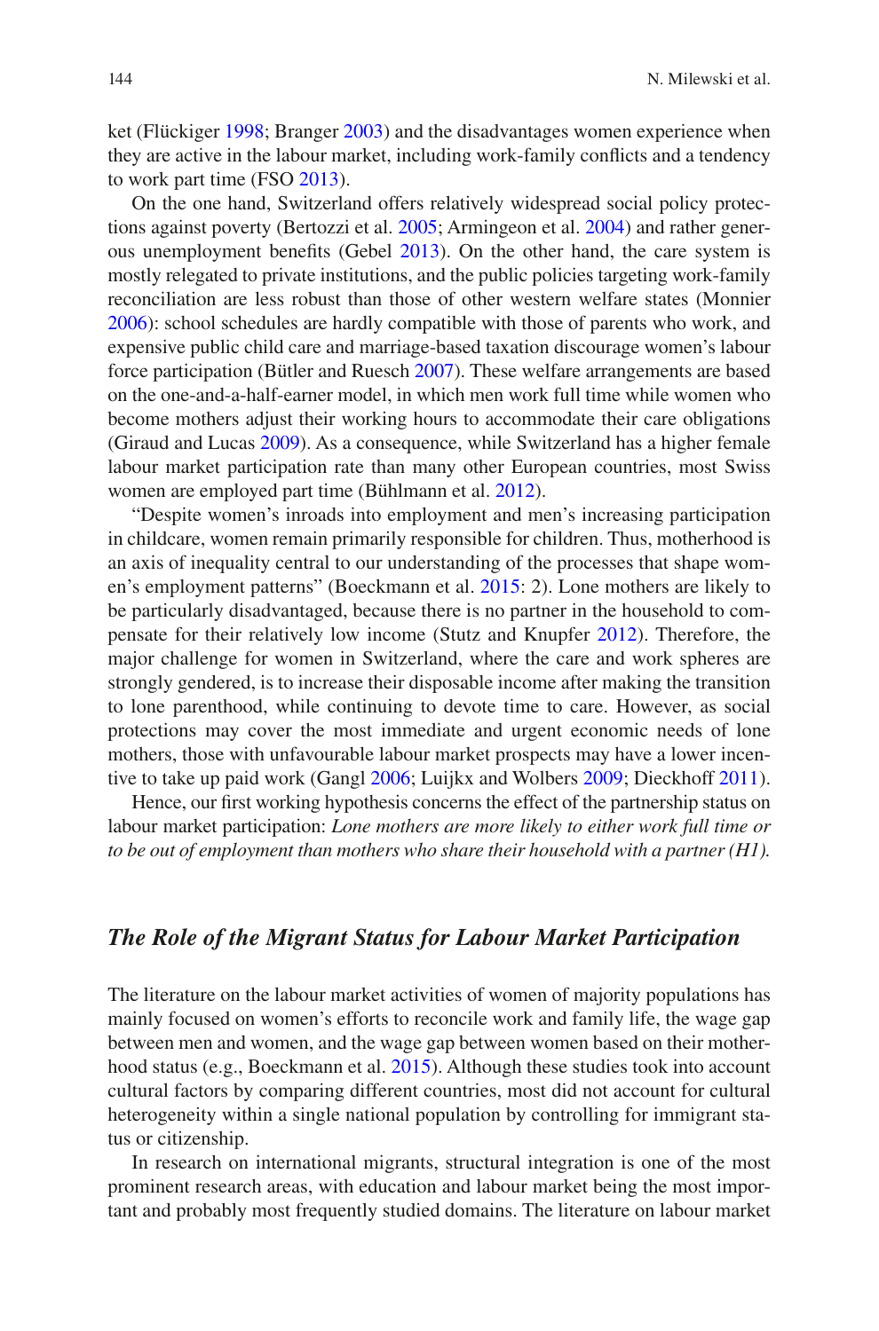ket (Flückiger 1998; Branger 2003) and the disadvantages women experience when they are active in the labour market, including work-family conflicts and a tendency to work part time (FSO 2013).

On the one hand, Switzerland offers relatively widespread social policy protections against poverty (Bertozzi et al. 2005; Armingeon et al. 2004) and rather generous unemployment benefits (Gebel 2013). On the other hand, the care system is mostly relegated to private institutions, and the public policies targeting work-family reconciliation are less robust than those of other western welfare states (Monnier 2006): school schedules are hardly compatible with those of parents who work, and expensive public child care and marriage-based taxation discourage women's labour force participation (Bütler and Ruesch 2007). These welfare arrangements are based on the one-and-a-half-earner model, in which men work full time while women who become mothers adjust their working hours to accommodate their care obligations (Giraud and Lucas 2009). As a consequence, while Switzerland has a higher female labour market participation rate than many other European countries, most Swiss women are employed part time (Bühlmann et al. 2012).

"Despite women's inroads into employment and men's increasing participation in childcare, women remain primarily responsible for children. Thus, motherhood is an axis of inequality central to our understanding of the processes that shape women's employment patterns" (Boeckmann et al. 2015: 2). Lone mothers are likely to be particularly disadvantaged, because there is no partner in the household to compensate for their relatively low income (Stutz and Knupfer 2012). Therefore, the major challenge for women in Switzerland, where the care and work spheres are strongly gendered, is to increase their disposable income after making the transition to lone parenthood, while continuing to devote time to care. However, as social protections may cover the most immediate and urgent economic needs of lone mothers, those with unfavourable labour market prospects may have a lower incentive to take up paid work (Gangl 2006; Luijkx and Wolbers 2009; Dieckhoff 2011).

Hence, our first working hypothesis concerns the effect of the partnership status on labour market participation: *Lone mothers are more likely to either work full time or to be out of employment than mothers who share their household with a partner (H1).*

### *The Role of the Migrant Status for Labour Market Participation*

The literature on the labour market activities of women of majority populations has mainly focused on women's efforts to reconcile work and family life, the wage gap between men and women, and the wage gap between women based on their motherhood status (e.g., Boeckmann et al. 2015). Although these studies took into account cultural factors by comparing different countries, most did not account for cultural heterogeneity within a single national population by controlling for immigrant status or citizenship.

In research on international migrants, structural integration is one of the most prominent research areas, with education and labour market being the most important and probably most frequently studied domains. The literature on labour market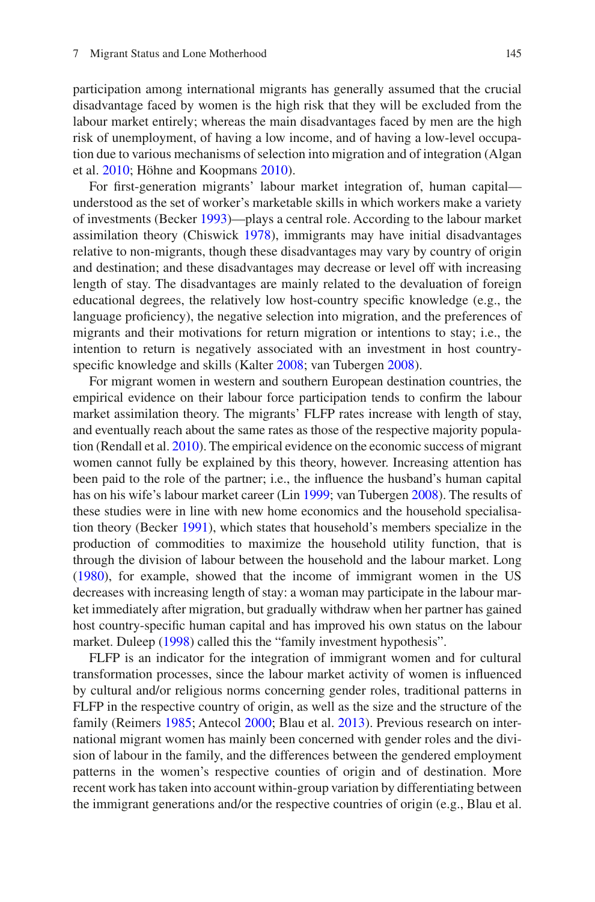participation among international migrants has generally assumed that the crucial disadvantage faced by women is the high risk that they will be excluded from the labour market entirely; whereas the main disadvantages faced by men are the high risk of unemployment, of having a low income, and of having a low-level occupation due to various mechanisms of selection into migration and of integration (Algan et al. 2010; Höhne and Koopmans 2010).

For first-generation migrants' labour market integration of, human capital—understood as the set of worker's marketable skills in which workers make a variety of investments (Becker 1993)—plays a central role. According to the labour market assimilation theory (Chiswick 1978), immigrants may have initial disadvantages relative to non-migrants, though these disadvantages may vary by country of origin and destination; and these disadvantages may decrease or level off with increasing length of stay. The disadvantages are mainly related to the devaluation of foreign educational degrees, the relatively low host-country specific knowledge (e.g., the language proficiency), the negative selection into migration, and the preferences of migrants and their motivations for return migration or intentions to stay; i.e., the intention to return is negatively associated with an investment in host country-specific knowledge and skills (Kalter 2008; van Tubergen 2008).

For migrant women in western and southern European destination countries, the empirical evidence on their labour force participation tends to confirm the labour market assimilation theory. The migrants' FLFP rates increase with length of stay, and eventually reach about the same rates as those of the respective majority population (Rendall et al. 2010). The empirical evidence on the economic success of migrant women cannot fully be explained by this theory, however. Increasing attention has been paid to the role of the partner; i.e., the influence the husband's human capital has on his wife's labour market career (Lin 1999; van Tubergen 2008). The results of these studies were in line with new home economics and the household specialisation theory (Becker 1991), which states that household's members specialize in the production of commodities to maximize the household utility function, that is through the division of labour between the household and the labour market. Long (1980), for example, showed that the income of immigrant women in the US decreases with increasing length of stay: a woman may participate in the labour market immediately after migration, but gradually withdraw when her partner has gained host country-specific human capital and has improved his own status on the labour market. Duleep (1998) called this the "family investment hypothesis".

FLFP is an indicator for the integration of immigrant women and for cultural transformation processes, since the labour market activity of women is influenced by cultural and/or religious norms concerning gender roles, traditional patterns in FLFP in the respective country of origin, as well as the size and the structure of the family (Reimers 1985; Antecol 2000; Blau et al. 2013). Previous research on international migrant women has mainly been concerned with gender roles and the division of labour in the family, and the differences between the gendered employment patterns in the women's respective counties of origin and of destination. More recent work has taken into account within-group variation by differentiating between the immigrant generations and/or the respective countries of origin (e.g., Blau et al.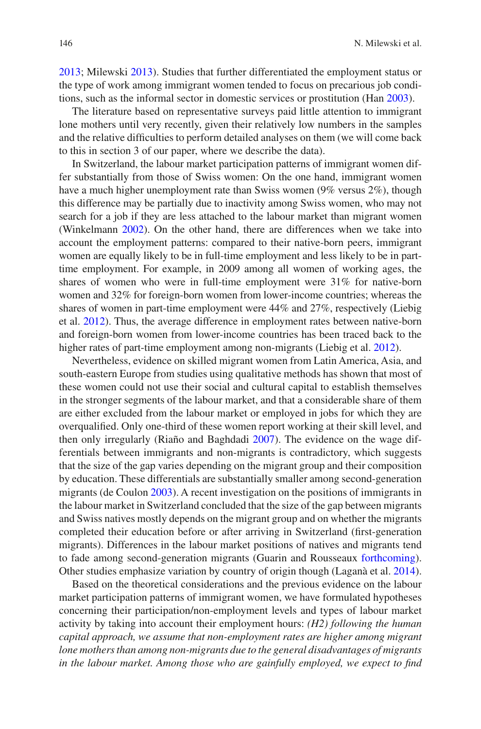2013; Milewski 2013). Studies that further differentiated the employment status or the type of work among immigrant women tended to focus on precarious job conditions, such as the informal sector in domestic services or prostitution (Han 2003).

The literature based on representative surveys paid little attention to immigrant lone mothers until very recently, given their relatively low numbers in the samples and the relative difficulties to perform detailed analyses on them (we will come back to this in section 3 of our paper, where we describe the data).

In Switzerland, the labour market participation patterns of immigrant women differ substantially from those of Swiss women: On the one hand, immigrant women have a much higher unemployment rate than Swiss women (9% versus 2%), though this difference may be partially due to inactivity among Swiss women, who may not search for a job if they are less attached to the labour market than migrant women (Winkelmann 2002). On the other hand, there are differences when we take into account the employment patterns: compared to their native-born peers, immigrant women are equally likely to be in full-time employment and less likely to be in part-time employment. For example, in 2009 among all women of working ages, the shares of women who were in full-time employment were 31% for native-born women and 32% for foreign-born women from lower-income countries; whereas the shares of women in part-time employment were 44% and 27%, respectively (Liebig et al. 2012). Thus, the average difference in employment rates between native-born and foreign-born women from lower-income countries has been traced back to the higher rates of part-time employment among non-migrants (Liebig et al. 2012).

Nevertheless, evidence on skilled migrant women from Latin America, Asia, and south-eastern Europe from studies using qualitative methods has shown that most of these women could not use their social and cultural capital to establish themselves in the stronger segments of the labour market, and that a considerable share of them are either excluded from the labour market or employed in jobs for which they are overqualified. Only one-third of these women report working at their skill level, and then only irregularly (Riaño and Baghdadi 2007). The evidence on the wage differentials between immigrants and non-migrants is contradictory, which suggests that the size of the gap varies depending on the migrant group and their composition by education. These differentials are substantially smaller among second-generation migrants (de Coulon 2003). A recent investigation on the positions of immigrants in the labour market in Switzerland concluded that the size of the gap between migrants and Swiss natives mostly depends on the migrant group and on whether the migrants completed their education before or after arriving in Switzerland (first-generation migrants). Differences in the labour market positions of natives and migrants tend to fade among second-generation migrants (Guarin and Rousseaux forthcoming). Other studies emphasize variation by country of origin though (Laganà et al. 2014).

Based on the theoretical considerations and the previous evidence on the labour market participation patterns of immigrant women, we have formulated hypotheses concerning their participation/non-employment levels and types of labour market activity by taking into account their employment hours: *(H2) following the human capital approach, we assume that non-employment rates are higher among migrant lone mothers than among non-migrants due to the general disadvantages of migrants in the labour market. Among those who are gainfully employed, we expect to find*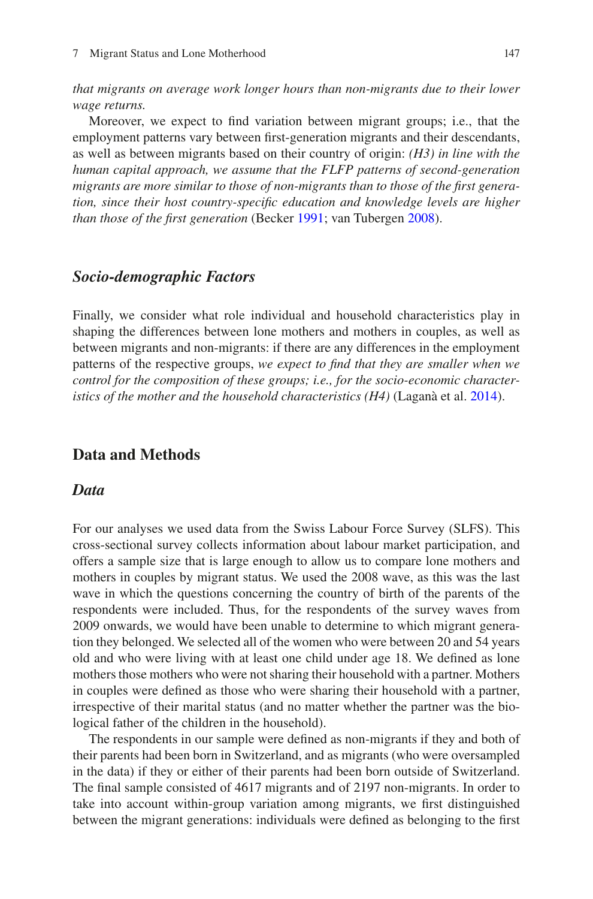*that migrants on average work longer hours than non-migrants due to their lower wage returns.*

Moreover, we expect to find variation between migrant groups; i.e., that the employment patterns vary between first-generation migrants and their descendants, as well as between migrants based on their country of origin: *(H3) in line with the human capital approach, we assume that the FLFP patterns of second-generation migrants are more similar to those of non-migrants than to those of the first generation, since their host country-specific education and knowledge levels are higher than those of the first generation* (Becker 1991; van Tubergen 2008).

### *Socio-demographic Factors*

Finally, we consider what role individual and household characteristics play in shaping the differences between lone mothers and mothers in couples, as well as between migrants and non-migrants: if there are any differences in the employment patterns of the respective groups, *we expect to find that they are smaller when we control for the composition of these groups; i.e., for the socio-economic characteristics of the mother and the household characteristics (H4)* (Laganà et al. 2014).

## Data and Methods

### *Data*

For our analyses we used data from the Swiss Labour Force Survey (SLFS). This cross-sectional survey collects information about labour market participation, and offers a sample size that is large enough to allow us to compare lone mothers and mothers in couples by migrant status. We used the 2008 wave, as this was the last wave in which the questions concerning the country of birth of the parents of the respondents were included. Thus, for the respondents of the survey waves from 2009 onwards, we would have been unable to determine to which migrant generation they belonged. We selected all of the women who were between 20 and 54 years old and who were living with at least one child under age 18. We defined as lone mothers those mothers who were not sharing their household with a partner. Mothers in couples were defined as those who were sharing their household with a partner, irrespective of their marital status (and no matter whether the partner was the biological father of the children in the household).

The respondents in our sample were defined as non-migrants if they and both of their parents had been born in Switzerland, and as migrants (who were oversampled in the data) if they or either of their parents had been born outside of Switzerland. The final sample consisted of 4617 migrants and of 2197 non-migrants. In order to take into account within-group variation among migrants, we first distinguished between the migrant generations: individuals were defined as belonging to the first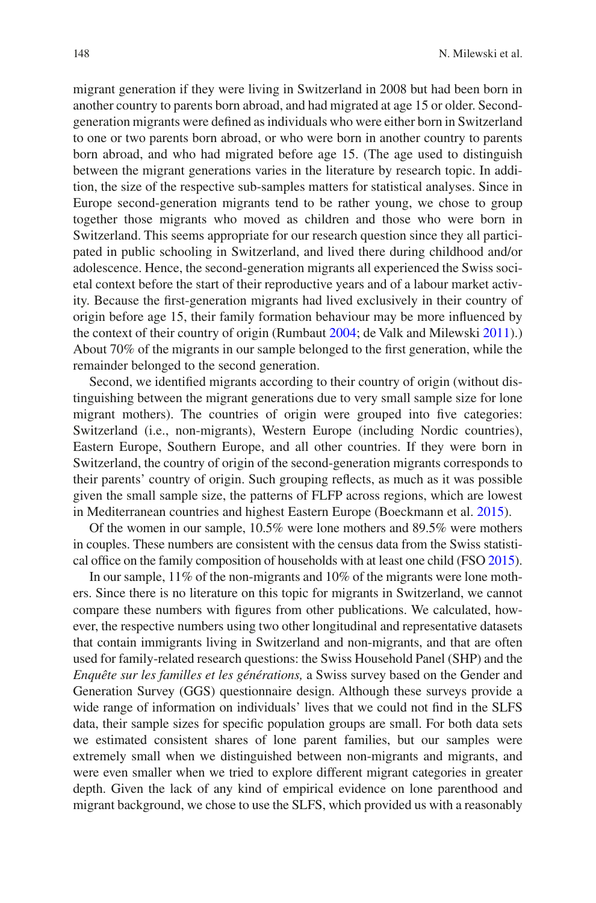migrant generation if they were living in Switzerland in 2008 but had been born in another country to parents born abroad, and had migrated at age 15 or older. Second-generation migrants were defined as individuals who were either born in Switzerland to one or two parents born abroad, or who were born in another country to parents born abroad, and who had migrated before age 15. (The age used to distinguish between the migrant generations varies in the literature by research topic. In addition, the size of the respective sub-samples matters for statistical analyses. Since in Europe second-generation migrants tend to be rather young, we chose to group together those migrants who moved as children and those who were born in Switzerland. This seems appropriate for our research question since they all participated in public schooling in Switzerland, and lived there during childhood and/or adolescence. Hence, the second-generation migrants all experienced the Swiss societal context before the start of their reproductive years and of a labour market activity. Because the first-generation migrants had lived exclusively in their country of origin before age 15, their family formation behaviour may be more influenced by the context of their country of origin (Rumbaut 2004; de Valk and Milewski 2011).) About 70% of the migrants in our sample belonged to the first generation, while the remainder belonged to the second generation.

Second, we identified migrants according to their country of origin (without distinguishing between the migrant generations due to very small sample size for lone migrant mothers). The countries of origin were grouped into five categories: Switzerland (i.e., non-migrants), Western Europe (including Nordic countries), Eastern Europe, Southern Europe, and all other countries. If they were born in Switzerland, the country of origin of the second-generation migrants corresponds to their parents' country of origin. Such grouping reflects, as much as it was possible given the small sample size, the patterns of FLFP across regions, which are lowest in Mediterranean countries and highest Eastern Europe (Boeckmann et al. 2015).

Of the women in our sample, 10.5% were lone mothers and 89.5% were mothers in couples. These numbers are consistent with the census data from the Swiss statistical office on the family composition of households with at least one child (FSO 2015).

In our sample, 11% of the non-migrants and 10% of the migrants were lone mothers. Since there is no literature on this topic for migrants in Switzerland, we cannot compare these numbers with figures from other publications. We calculated, however, the respective numbers using two other longitudinal and representative datasets that contain immigrants living in Switzerland and non-migrants, and that are often used for family-related research questions: the Swiss Household Panel (SHP) and the *Enquête sur les familles et les générations,* a Swiss survey based on the Gender and Generation Survey (GGS) questionnaire design. Although these surveys provide a wide range of information on individuals' lives that we could not find in the SLFS data, their sample sizes for specific population groups are small. For both data sets we estimated consistent shares of lone parent families, but our samples were extremely small when we distinguished between non-migrants and migrants, and were even smaller when we tried to explore different migrant categories in greater depth. Given the lack of any kind of empirical evidence on lone parenthood and migrant background, we chose to use the SLFS, which provided us with a reasonably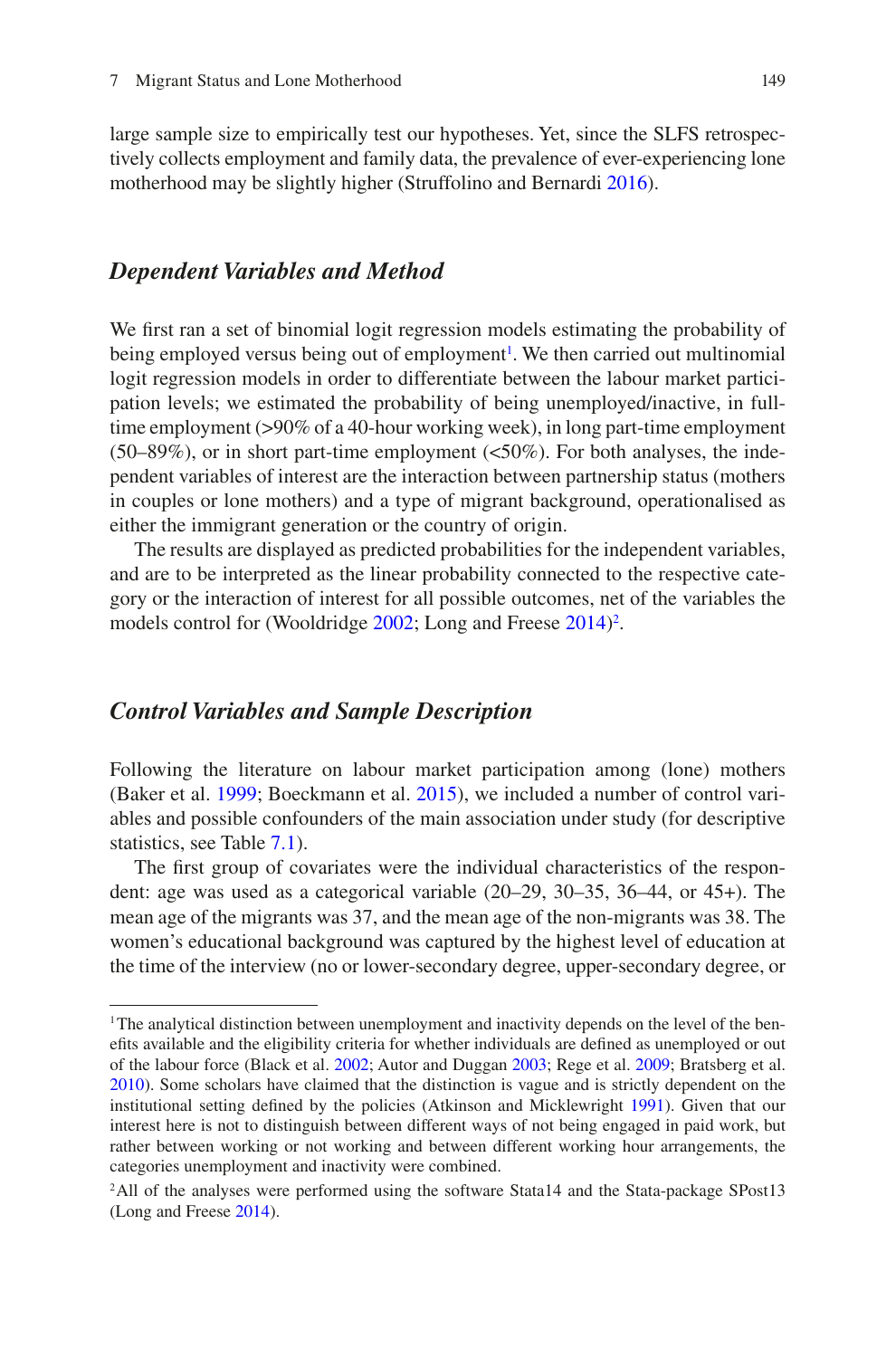large sample size to empirically test our hypotheses. Yet, since the SLFS retrospectively collects employment and family data, the prevalence of ever-experiencing lone motherhood may be slightly higher (Struffolino and Bernardi 2016).

### *Dependent Variables and Method*

We first ran a set of binomial logit regression models estimating the probability of being employed versus being out of employment[1]. We then carried out multinomial logit regression models in order to differentiate between the labour market participation levels; we estimated the probability of being unemployed/inactive, in full-time employment (>90% of a 40-hour working week), in long part-time employment (50–89%), or in short part-time employment (<50%). For both analyses, the independent variables of interest are the interaction between partnership status (mothers in couples or lone mothers) and a type of migrant background, operationalised as either the immigrant generation or the country of origin.

The results are displayed as predicted probabilities for the independent variables, and are to be interpreted as the linear probability connected to the respective category or the interaction of interest for all possible outcomes, net of the variables the models control for (Wooldridge 2002; Long and Freese 2014)[2].

### *Control Variables and Sample Description*

Following the literature on labour market participation among (lone) mothers (Baker et al. 1999; Boeckmann et al. 2015), we included a number of control variables and possible confounders of the main association under study (for descriptive statistics, see Table 7.1).

The first group of covariates were the individual characteristics of the respondent: age was used as a categorical variable (20–29, 30–35, 36–44, or 45+). The mean age of the migrants was 37, and the mean age of the non-migrants was 38. The women's educational background was captured by the highest level of education at the time of the interview (no or lower-secondary degree, upper-secondary degree, or

---

[1]The analytical distinction between unemployment and inactivity depends on the level of the benefits available and the eligibility criteria for whether individuals are defined as unemployed or out of the labour force (Black et al. 2002; Autor and Duggan 2003; Rege et al. 2009; Bratsberg et al. 2010). Some scholars have claimed that the distinction is vague and is strictly dependent on the institutional setting defined by the policies (Atkinson and Micklewright 1991). Given that our interest here is not to distinguish between different ways of not being engaged in paid work, but rather between working or not working and between different working hour arrangements, the categories unemployment and inactivity were combined.

[2]All of the analyses were performed using the software Stata14 and the Stata-package SPost13 (Long and Freese 2014).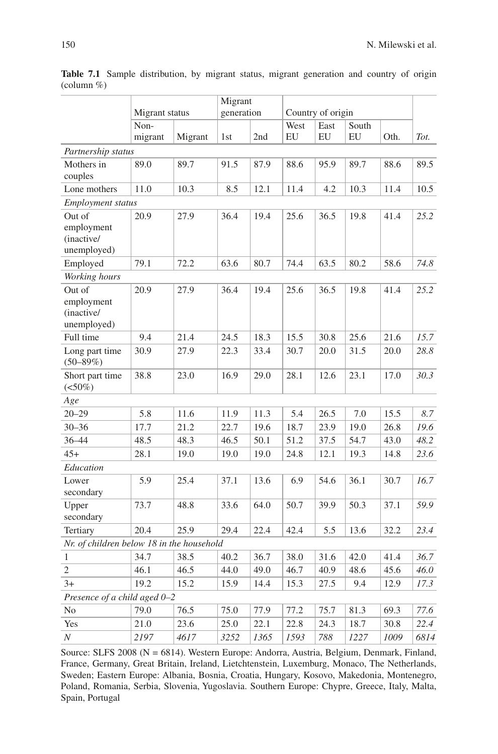**Table 7.1** Sample distribution, by migrant status, migrant generation and country of origin (column %)

| | Migrant status | | Migrant generation | | Country of origin | | | | |
|---|---|---|---|---|---|---|---|---|---|
| | Non-migrant | Migrant | 1st | 2nd | West EU | East EU | South EU | Oth. | *Tot.* |
| *Partnership status* | | | | | | | | | |
| Mothers in couples | 89.0 | 89.7 | 91.5 | 87.9 | 88.6 | 95.9 | 89.7 | 88.6 | 89.5 |
| Lone mothers | 11.0 | 10.3 | 8.5 | 12.1 | 11.4 | 4.2 | 10.3 | 11.4 | 10.5 |
| *Employment status* | | | | | | | | | |
| Out of employment (inactive/ unemployed) | 20.9 | 27.9 | 36.4 | 19.4 | 25.6 | 36.5 | 19.8 | 41.4 | *25.2* |
| Employed | 79.1 | 72.2 | 63.6 | 80.7 | 74.4 | 63.5 | 80.2 | 58.6 | *74.8* |
| *Working hours* | | | | | | | | | |
| Out of employment (inactive/ unemployed) | 20.9 | 27.9 | 36.4 | 19.4 | 25.6 | 36.5 | 19.8 | 41.4 | *25.2* |
| Full time | 9.4 | 21.4 | 24.5 | 18.3 | 15.5 | 30.8 | 25.6 | 21.6 | *15.7* |
| Long part time (50–89%) | 30.9 | 27.9 | 22.3 | 33.4 | 30.7 | 20.0 | 31.5 | 20.0 | *28.8* |
| Short part time (<50%) | 38.8 | 23.0 | 16.9 | 29.0 | 28.1 | 12.6 | 23.1 | 17.0 | *30.3* |
| *Age* | | | | | | | | | |
| 20–29 | 5.8 | 11.6 | 11.9 | 11.3 | 5.4 | 26.5 | 7.0 | 15.5 | *8.7* |
| 30–36 | 17.7 | 21.2 | 22.7 | 19.6 | 18.7 | 23.9 | 19.0 | 26.8 | *19.6* |
| 36–44 | 48.5 | 48.3 | 46.5 | 50.1 | 51.2 | 37.5 | 54.7 | 43.0 | *48.2* |
| 45+ | 28.1 | 19.0 | 19.0 | 19.0 | 24.8 | 12.1 | 19.3 | 14.8 | *23.6* |
| *Education* | | | | | | | | | |
| Lower secondary | 5.9 | 25.4 | 37.1 | 13.6 | 6.9 | 54.6 | 36.1 | 30.7 | *16.7* |
| Upper secondary | 73.7 | 48.8 | 33.6 | 64.0 | 50.7 | 39.9 | 50.3 | 37.1 | *59.9* |
| Tertiary | 20.4 | 25.9 | 29.4 | 22.4 | 42.4 | 5.5 | 13.6 | 32.2 | *23.4* |
| *Nr. of children below 18 in the household* | | | | | | | | | |
| 1 | 34.7 | 38.5 | 40.2 | 36.7 | 38.0 | 31.6 | 42.0 | 41.4 | *36.7* |
| 2 | 46.1 | 46.5 | 44.0 | 49.0 | 46.7 | 40.9 | 48.6 | 45.6 | *46.0* |
| 3+ | 19.2 | 15.2 | 15.9 | 14.4 | 15.3 | 27.5 | 9.4 | 12.9 | *17.3* |
| *Presence of a child aged 0–2* | | | | | | | | | |
| No | 79.0 | 76.5 | 75.0 | 77.9 | 77.2 | 75.7 | 81.3 | 69.3 | *77.6* |
| Yes | 21.0 | 23.6 | 25.0 | 22.1 | 22.8 | 24.3 | 18.7 | 30.8 | *22.4* |
| *N* | *2197* | *4617* | *3252* | *1365* | *1593* | *788* | *1227* | *1009* | *6814* |

Source: SLFS 2008 (N = 6814). Western Europe: Andorra, Austria, Belgium, Denmark, Finland, France, Germany, Great Britain, Ireland, Lietchtenstein, Luxemburg, Monaco, The Netherlands, Sweden; Eastern Europe: Albania, Bosnia, Croatia, Hungary, Kosovo, Makedonia, Montenegro, Poland, Romania, Serbia, Slovenia, Yugoslavia. Southern Europe: Chypre, Greece, Italy, Malta, Spain, Portugal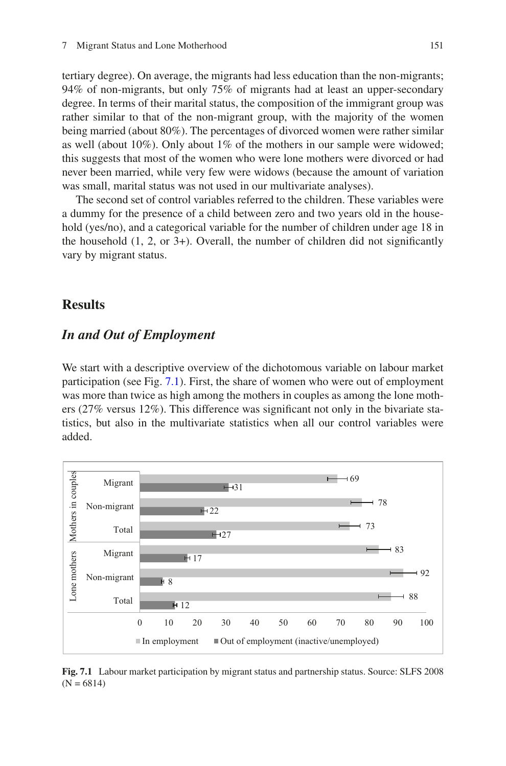tertiary degree). On average, the migrants had less education than the non-migrants; 94% of non-migrants, but only 75% of migrants had at least an upper-secondary degree. In terms of their marital status, the composition of the immigrant group was rather similar to that of the non-migrant group, with the majority of the women being married (about 80%). The percentages of divorced women were rather similar as well (about 10%). Only about 1% of the mothers in our sample were widowed; this suggests that most of the women who were lone mothers were divorced or had never been married, while very few were widows (because the amount of variation was small, marital status was not used in our multivariate analyses).

The second set of control variables referred to the children. These variables were a dummy for the presence of a child between zero and two years old in the household (yes/no), and a categorical variable for the number of children under age 18 in the household (1, 2, or 3+). Overall, the number of children did not significantly vary by migrant status.

## Results

### *In and Out of Employment*

We start with a descriptive overview of the dichotomous variable on labour market participation (see Fig. 7.1). First, the share of women who were out of employment was more than twice as high among the mothers in couples as among the lone mothers (27% versus 12%). This difference was significant not only in the bivariate statistics, but also in the multivariate statistics when all our control variables were added.

| | | In employment | Out of employment (inactive/unemployed) |
|---|---|---|---|
| Mothers in couples | Migrant | 69 | 31 |
| | Non-migrant | 78 | 22 |
| | Total | 73 | 27 |
| Lone mothers | Migrant | 83 | 17 |
| | Non-migrant | 92 | 8 |
| | Total | 88 | 12 |

**Fig. 7.1** Labour market participation by migrant status and partnership status. Source: SLFS 2008 (N = 6814)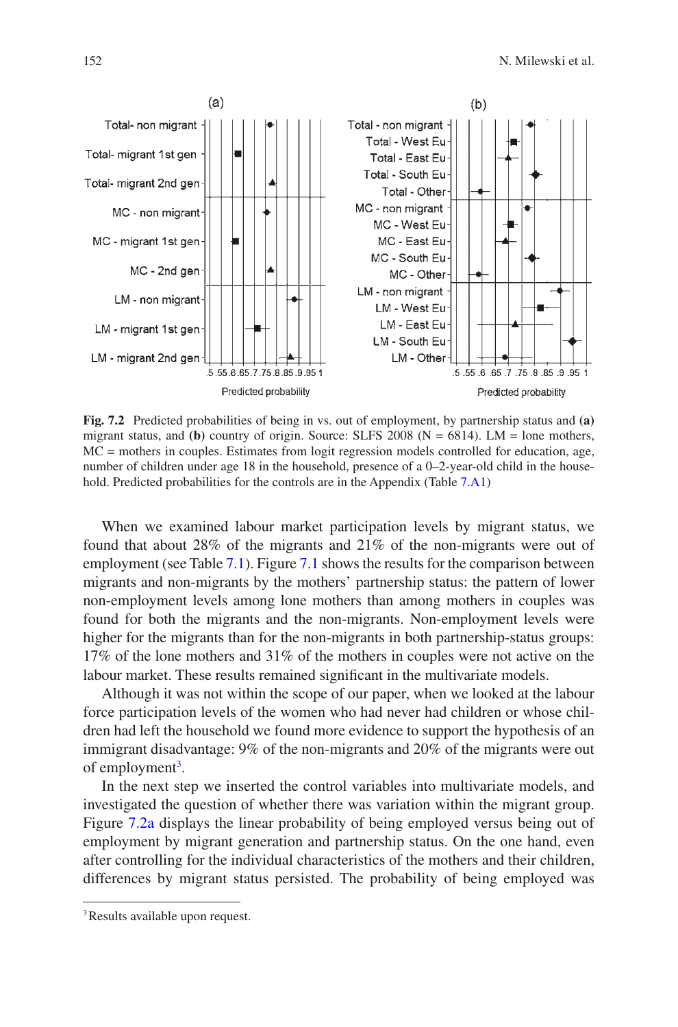**Fig. 7.2** Predicted probabilities of being in vs. out of employment, by partnership status and **(a)** migrant status, and **(b)** country of origin. Source: SLFS 2008 (N = 6814). LM = lone mothers, MC = mothers in couples. Estimates from logit regression models controlled for education, age, number of children under age 18 in the household, presence of a 0–2-year-old child in the household. Predicted probabilities for the controls are in the Appendix (Table 7.A1)

When we examined labour market participation levels by migrant status, we found that about 28% of the migrants and 21% of the non-migrants were out of employment (see Table 7.1). Figure 7.1 shows the results for the comparison between migrants and non-migrants by the mothers' partnership status: the pattern of lower non-employment levels among lone mothers than among mothers in couples was found for both the migrants and the non-migrants. Non-employment levels were higher for the migrants than for the non-migrants in both partnership-status groups: 17% of the lone mothers and 31% of the mothers in couples were not active on the labour market. These results remained significant in the multivariate models.

Although it was not within the scope of our paper, when we looked at the labour force participation levels of the women who had never had children or whose children had left the household we found more evidence to support the hypothesis of an immigrant disadvantage: 9% of the non-migrants and 20% of the migrants were out of employment[3].

In the next step we inserted the control variables into multivariate models, and investigated the question of whether there was variation within the migrant group. Figure 7.2a displays the linear probability of being employed versus being out of employment by migrant generation and partnership status. On the one hand, even after controlling for the individual characteristics of the mothers and their children, differences by migrant status persisted. The probability of being employed was

[3] Results available upon request.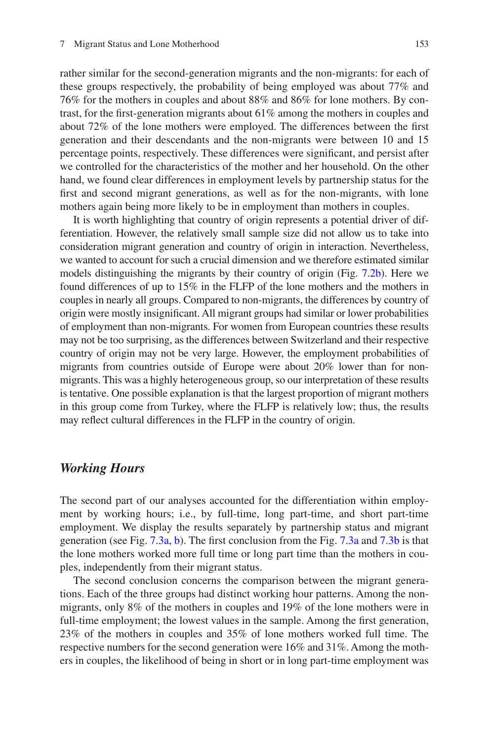rather similar for the second-generation migrants and the non-migrants: for each of these groups respectively, the probability of being employed was about 77% and 76% for the mothers in couples and about 88% and 86% for lone mothers. By contrast, for the first-generation migrants about 61% among the mothers in couples and about 72% of the lone mothers were employed. The differences between the first generation and their descendants and the non-migrants were between 10 and 15 percentage points, respectively. These differences were significant, and persist after we controlled for the characteristics of the mother and her household. On the other hand, we found clear differences in employment levels by partnership status for the first and second migrant generations, as well as for the non-migrants, with lone mothers again being more likely to be in employment than mothers in couples.

It is worth highlighting that country of origin represents a potential driver of differentiation. However, the relatively small sample size did not allow us to take into consideration migrant generation and country of origin in interaction. Nevertheless, we wanted to account for such a crucial dimension and we therefore estimated similar models distinguishing the migrants by their country of origin (Fig. 7.2b). Here we found differences of up to 15% in the FLFP of the lone mothers and the mothers in couples in nearly all groups. Compared to non-migrants, the differences by country of origin were mostly insignificant. All migrant groups had similar or lower probabilities of employment than non-migrants. For women from European countries these results may not be too surprising, as the differences between Switzerland and their respective country of origin may not be very large. However, the employment probabilities of migrants from countries outside of Europe were about 20% lower than for non-migrants. This was a highly heterogeneous group, so our interpretation of these results is tentative. One possible explanation is that the largest proportion of migrant mothers in this group come from Turkey, where the FLFP is relatively low; thus, the results may reflect cultural differences in the FLFP in the country of origin.

### *Working Hours*

The second part of our analyses accounted for the differentiation within employment by working hours; i.e., by full-time, long part-time, and short part-time employment. We display the results separately by partnership status and migrant generation (see Fig. 7.3a, b). The first conclusion from the Fig. 7.3a and 7.3b is that the lone mothers worked more full time or long part time than the mothers in couples, independently from their migrant status.

The second conclusion concerns the comparison between the migrant generations. Each of the three groups had distinct working hour patterns. Among the non-migrants, only 8% of the mothers in couples and 19% of the lone mothers were in full-time employment; the lowest values in the sample. Among the first generation, 23% of the mothers in couples and 35% of lone mothers worked full time. The respective numbers for the second generation were 16% and 31%. Among the mothers in couples, the likelihood of being in short or in long part-time employment was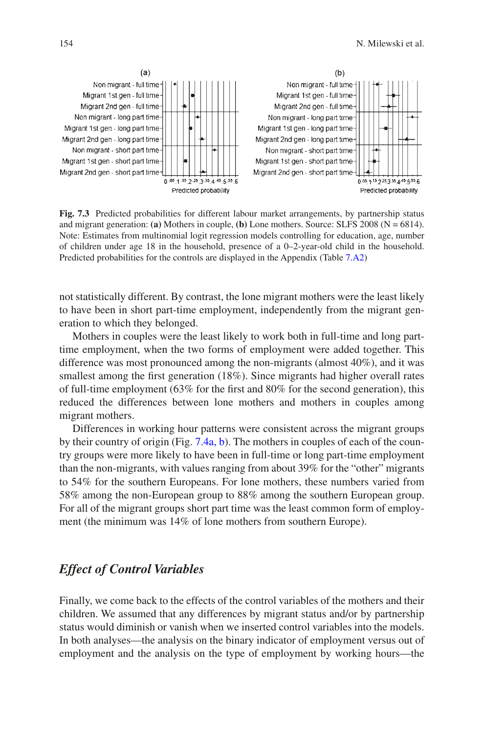Fig. 7.3 Predicted probabilities for different labour market arrangements, by partnership status and migrant generation: **(a)** Mothers in couple, **(b)** Lone mothers. Source: SLFS 2008 (N = 6814). Note: Estimates from multinomial logit regression models controlling for education, age, number of children under age 18 in the household, presence of a 0–2-year-old child in the household. Predicted probabilities for the controls are displayed in the Appendix (Table 7.A2)

not statistically different. By contrast, the lone migrant mothers were the least likely to have been in short part-time employment, independently from the migrant generation to which they belonged.

Mothers in couples were the least likely to work both in full-time and long part-time employment, when the two forms of employment were added together. This difference was most pronounced among the non-migrants (almost 40%), and it was smallest among the first generation (18%). Since migrants had higher overall rates of full-time employment (63% for the first and 80% for the second generation), this reduced the differences between lone mothers and mothers in couples among migrant mothers.

Differences in working hour patterns were consistent across the migrant groups by their country of origin (Fig. 7.4a, b). The mothers in couples of each of the country groups were more likely to have been in full-time or long part-time employment than the non-migrants, with values ranging from about 39% for the "other" migrants to 54% for the southern Europeans. For lone mothers, these numbers varied from 58% among the non-European group to 88% among the southern European group. For all of the migrant groups short part time was the least common form of employment (the minimum was 14% of lone mothers from southern Europe).

## *Effect of Control Variables*

Finally, we come back to the effects of the control variables of the mothers and their children. We assumed that any differences by migrant status and/or by partnership status would diminish or vanish when we inserted control variables into the models. In both analyses—the analysis on the binary indicator of employment versus out of employment and the analysis on the type of employment by working hours—the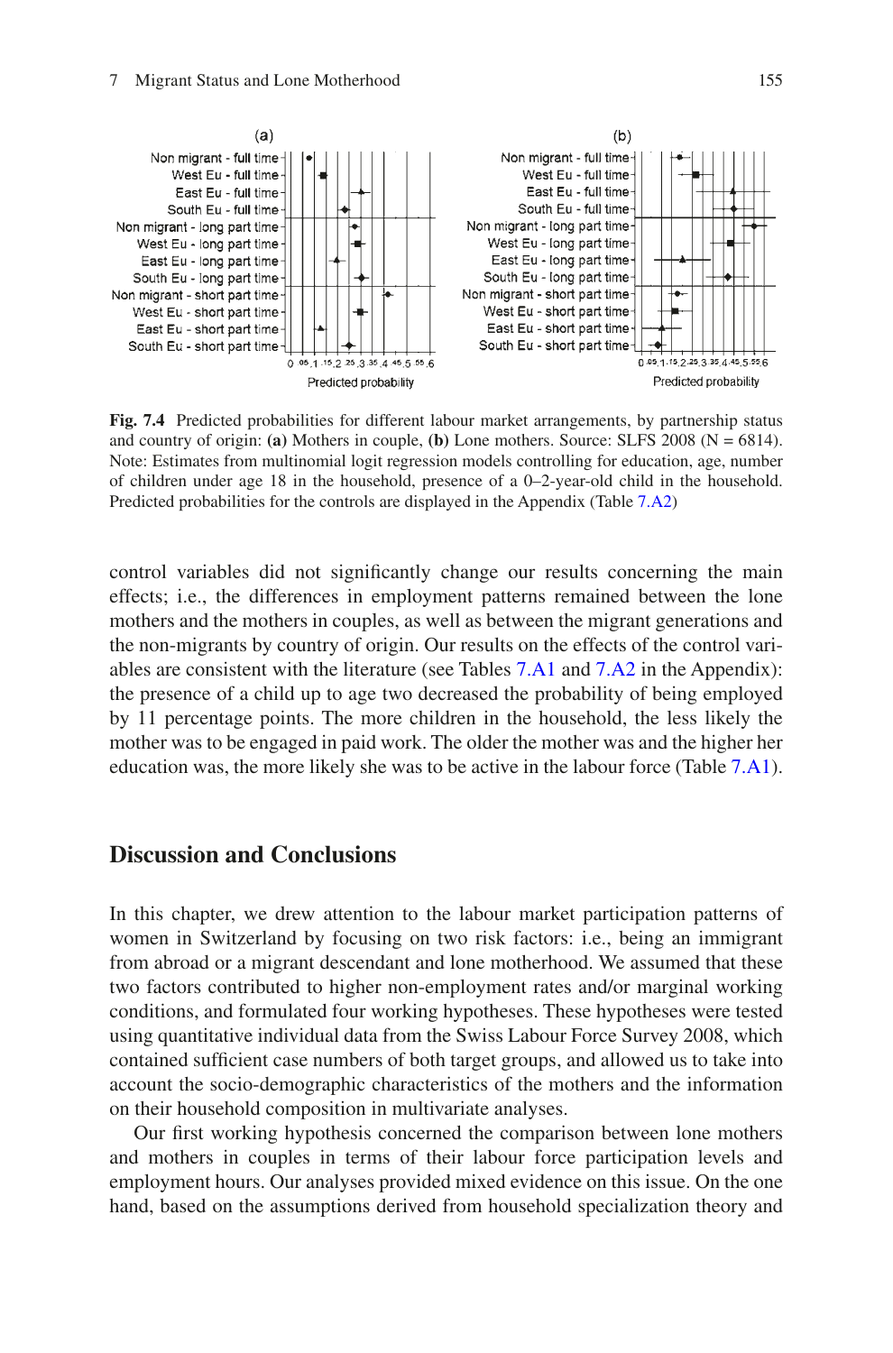**Fig. 7.4** Predicted probabilities for different labour market arrangements, by partnership status and country of origin: **(a)** Mothers in couple, **(b)** Lone mothers. Source: SLFS 2008 (N = 6814). Note: Estimates from multinomial logit regression models controlling for education, age, number of children under age 18 in the household, presence of a 0–2-year-old child in the household. Predicted probabilities for the controls are displayed in the Appendix (Table 7.A2)

control variables did not significantly change our results concerning the main effects; i.e., the differences in employment patterns remained between the lone mothers and the mothers in couples, as well as between the migrant generations and the non-migrants by country of origin. Our results on the effects of the control variables are consistent with the literature (see Tables 7.A1 and 7.A2 in the Appendix): the presence of a child up to age two decreased the probability of being employed by 11 percentage points. The more children in the household, the less likely the mother was to be engaged in paid work. The older the mother was and the higher her education was, the more likely she was to be active in the labour force (Table 7.A1).

## Discussion and Conclusions

In this chapter, we drew attention to the labour market participation patterns of women in Switzerland by focusing on two risk factors: i.e., being an immigrant from abroad or a migrant descendant and lone motherhood. We assumed that these two factors contributed to higher non-employment rates and/or marginal working conditions, and formulated four working hypotheses. These hypotheses were tested using quantitative individual data from the Swiss Labour Force Survey 2008, which contained sufficient case numbers of both target groups, and allowed us to take into account the socio-demographic characteristics of the mothers and the information on their household composition in multivariate analyses.

Our first working hypothesis concerned the comparison between lone mothers and mothers in couples in terms of their labour force participation levels and employment hours. Our analyses provided mixed evidence on this issue. On the one hand, based on the assumptions derived from household specialization theory and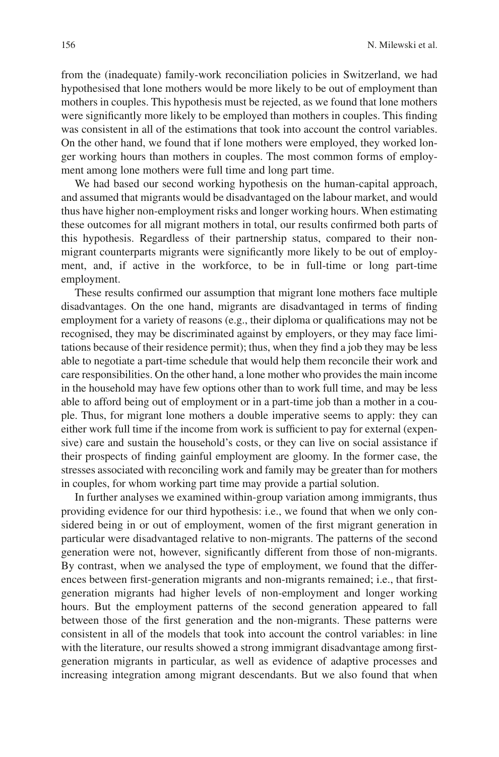from the (inadequate) family-work reconciliation policies in Switzerland, we had hypothesised that lone mothers would be more likely to be out of employment than mothers in couples. This hypothesis must be rejected, as we found that lone mothers were significantly more likely to be employed than mothers in couples. This finding was consistent in all of the estimations that took into account the control variables. On the other hand, we found that if lone mothers were employed, they worked longer working hours than mothers in couples. The most common forms of employment among lone mothers were full time and long part time.

We had based our second working hypothesis on the human-capital approach, and assumed that migrants would be disadvantaged on the labour market, and would thus have higher non-employment risks and longer working hours. When estimating these outcomes for all migrant mothers in total, our results confirmed both parts of this hypothesis. Regardless of their partnership status, compared to their non-migrant counterparts migrants were significantly more likely to be out of employment, and, if active in the workforce, to be in full-time or long part-time employment.

These results confirmed our assumption that migrant lone mothers face multiple disadvantages. On the one hand, migrants are disadvantaged in terms of finding employment for a variety of reasons (e.g., their diploma or qualifications may not be recognised, they may be discriminated against by employers, or they may face limitations because of their residence permit); thus, when they find a job they may be less able to negotiate a part-time schedule that would help them reconcile their work and care responsibilities. On the other hand, a lone mother who provides the main income in the household may have few options other than to work full time, and may be less able to afford being out of employment or in a part-time job than a mother in a couple. Thus, for migrant lone mothers a double imperative seems to apply: they can either work full time if the income from work is sufficient to pay for external (expensive) care and sustain the household's costs, or they can live on social assistance if their prospects of finding gainful employment are gloomy. In the former case, the stresses associated with reconciling work and family may be greater than for mothers in couples, for whom working part time may provide a partial solution.

In further analyses we examined within-group variation among immigrants, thus providing evidence for our third hypothesis: i.e., we found that when we only considered being in or out of employment, women of the first migrant generation in particular were disadvantaged relative to non-migrants. The patterns of the second generation were not, however, significantly different from those of non-migrants. By contrast, when we analysed the type of employment, we found that the differences between first-generation migrants and non-migrants remained; i.e., that first-generation migrants had higher levels of non-employment and longer working hours. But the employment patterns of the second generation appeared to fall between those of the first generation and the non-migrants. These patterns were consistent in all of the models that took into account the control variables: in line with the literature, our results showed a strong immigrant disadvantage among first-generation migrants in particular, as well as evidence of adaptive processes and increasing integration among migrant descendants. But we also found that when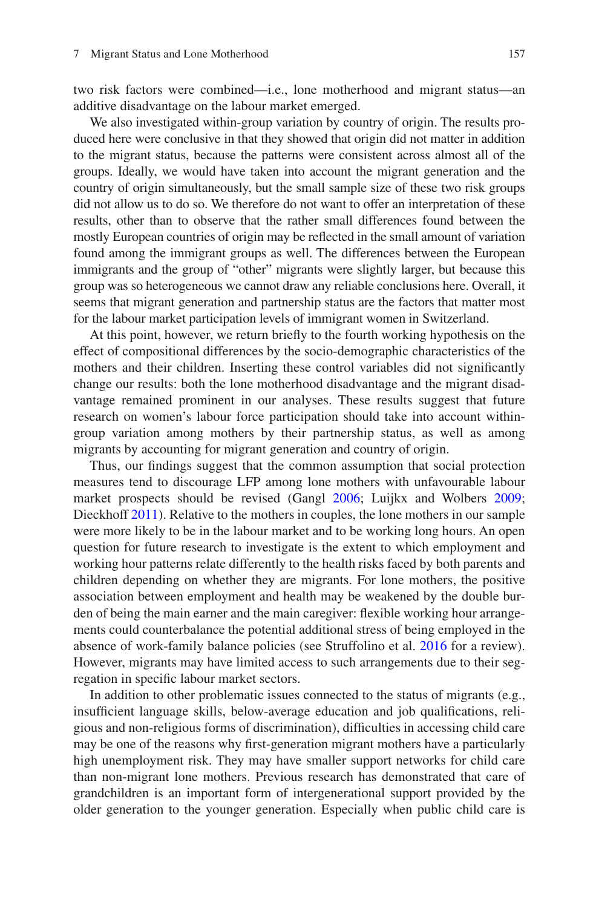two risk factors were combined—i.e., lone motherhood and migrant status—an additive disadvantage on the labour market emerged.

We also investigated within-group variation by country of origin. The results produced here were conclusive in that they showed that origin did not matter in addition to the migrant status, because the patterns were consistent across almost all of the groups. Ideally, we would have taken into account the migrant generation and the country of origin simultaneously, but the small sample size of these two risk groups did not allow us to do so. We therefore do not want to offer an interpretation of these results, other than to observe that the rather small differences found between the mostly European countries of origin may be reflected in the small amount of variation found among the immigrant groups as well. The differences between the European immigrants and the group of "other" migrants were slightly larger, but because this group was so heterogeneous we cannot draw any reliable conclusions here. Overall, it seems that migrant generation and partnership status are the factors that matter most for the labour market participation levels of immigrant women in Switzerland.

At this point, however, we return briefly to the fourth working hypothesis on the effect of compositional differences by the socio-demographic characteristics of the mothers and their children. Inserting these control variables did not significantly change our results: both the lone motherhood disadvantage and the migrant disadvantage remained prominent in our analyses. These results suggest that future research on women's labour force participation should take into account within-group variation among mothers by their partnership status, as well as among migrants by accounting for migrant generation and country of origin.

Thus, our findings suggest that the common assumption that social protection measures tend to discourage LFP among lone mothers with unfavourable labour market prospects should be revised (Gangl 2006; Luijkx and Wolbers 2009; Dieckhoff 2011). Relative to the mothers in couples, the lone mothers in our sample were more likely to be in the labour market and to be working long hours. An open question for future research to investigate is the extent to which employment and working hour patterns relate differently to the health risks faced by both parents and children depending on whether they are migrants. For lone mothers, the positive association between employment and health may be weakened by the double burden of being the main earner and the main caregiver: flexible working hour arrangements could counterbalance the potential additional stress of being employed in the absence of work-family balance policies (see Struffolino et al. 2016 for a review). However, migrants may have limited access to such arrangements due to their segregation in specific labour market sectors.

In addition to other problematic issues connected to the status of migrants (e.g., insufficient language skills, below-average education and job qualifications, religious and non-religious forms of discrimination), difficulties in accessing child care may be one of the reasons why first-generation migrant mothers have a particularly high unemployment risk. They may have smaller support networks for child care than non-migrant lone mothers. Previous research has demonstrated that care of grandchildren is an important form of intergenerational support provided by the older generation to the younger generation. Especially when public child care is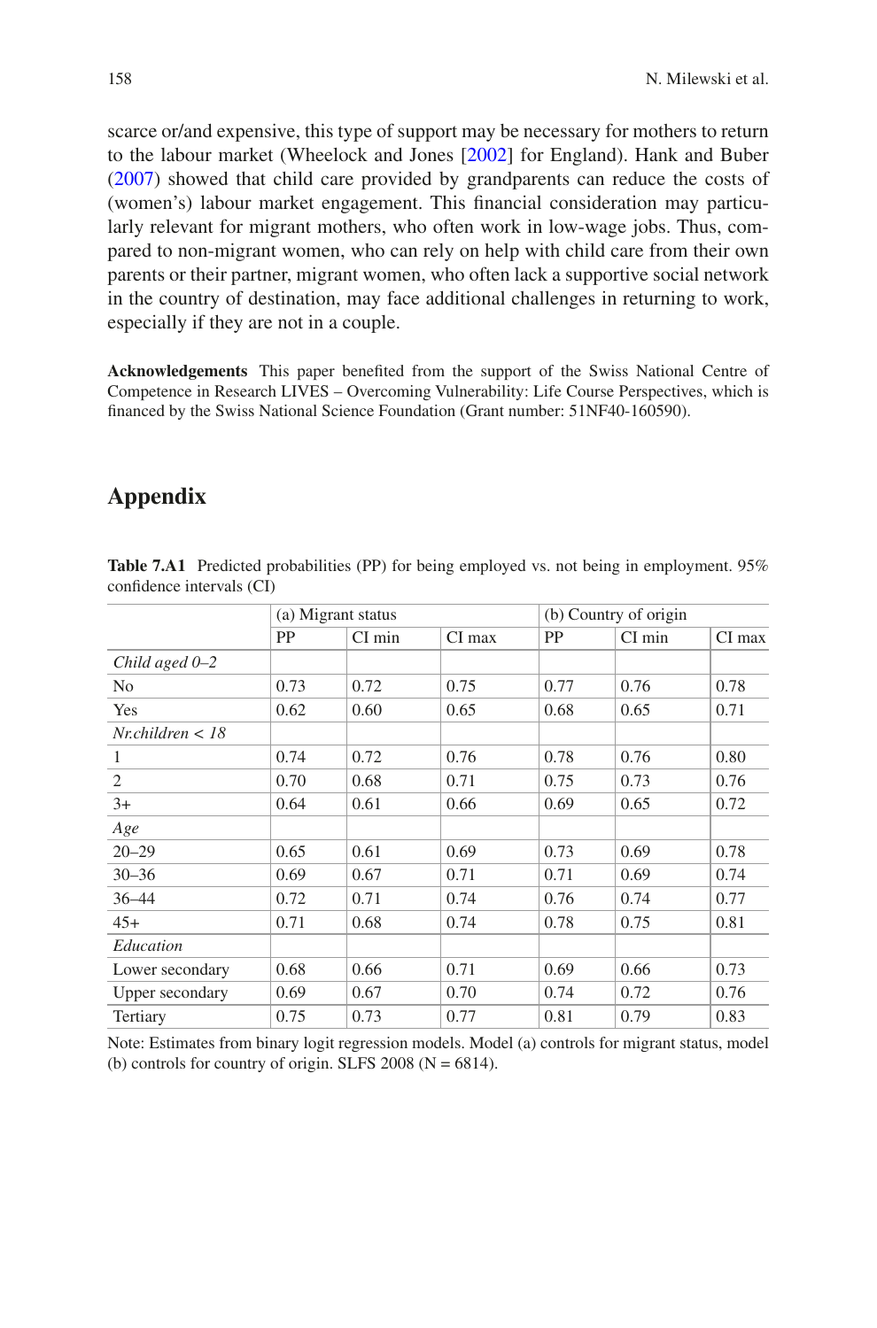scarce or/and expensive, this type of support may be necessary for mothers to return to the labour market (Wheelock and Jones [2002] for England). Hank and Buber (2007) showed that child care provided by grandparents can reduce the costs of (women's) labour market engagement. This financial consideration may particularly relevant for migrant mothers, who often work in low-wage jobs. Thus, compared to non-migrant women, who can rely on help with child care from their own parents or their partner, migrant women, who often lack a supportive social network in the country of destination, may face additional challenges in returning to work, especially if they are not in a couple.

**Acknowledgements** This paper benefited from the support of the Swiss National Centre of Competence in Research LIVES – Overcoming Vulnerability: Life Course Perspectives, which is financed by the Swiss National Science Foundation (Grant number: 51NF40-160590).

## Appendix

**Table 7.A1** Predicted probabilities (PP) for being employed vs. not being in employment. 95% confidence intervals (CI)

| | (a) Migrant status | | | (b) Country of origin | | |
|---|---|---|---|---|---|---|
| | PP | CI min | CI max | PP | CI min | CI max |
| *Child aged 0–2* | | | | | | |
| No | 0.73 | 0.72 | 0.75 | 0.77 | 0.76 | 0.78 |
| Yes | 0.62 | 0.60 | 0.65 | 0.68 | 0.65 | 0.71 |
| *Nr.children < 18* | | | | | | |
| 1 | 0.74 | 0.72 | 0.76 | 0.78 | 0.76 | 0.80 |
| 2 | 0.70 | 0.68 | 0.71 | 0.75 | 0.73 | 0.76 |
| 3+ | 0.64 | 0.61 | 0.66 | 0.69 | 0.65 | 0.72 |
| *Age* | | | | | | |
| 20–29 | 0.65 | 0.61 | 0.69 | 0.73 | 0.69 | 0.78 |
| 30–36 | 0.69 | 0.67 | 0.71 | 0.71 | 0.69 | 0.74 |
| 36–44 | 0.72 | 0.71 | 0.74 | 0.76 | 0.74 | 0.77 |
| 45+ | 0.71 | 0.68 | 0.74 | 0.78 | 0.75 | 0.81 |
| *Education* | | | | | | |
| Lower secondary | 0.68 | 0.66 | 0.71 | 0.69 | 0.66 | 0.73 |
| Upper secondary | 0.69 | 0.67 | 0.70 | 0.74 | 0.72 | 0.76 |
| Tertiary | 0.75 | 0.73 | 0.77 | 0.81 | 0.79 | 0.83 |

Note: Estimates from binary logit regression models. Model (a) controls for migrant status, model (b) controls for country of origin. SLFS 2008 (N = 6814).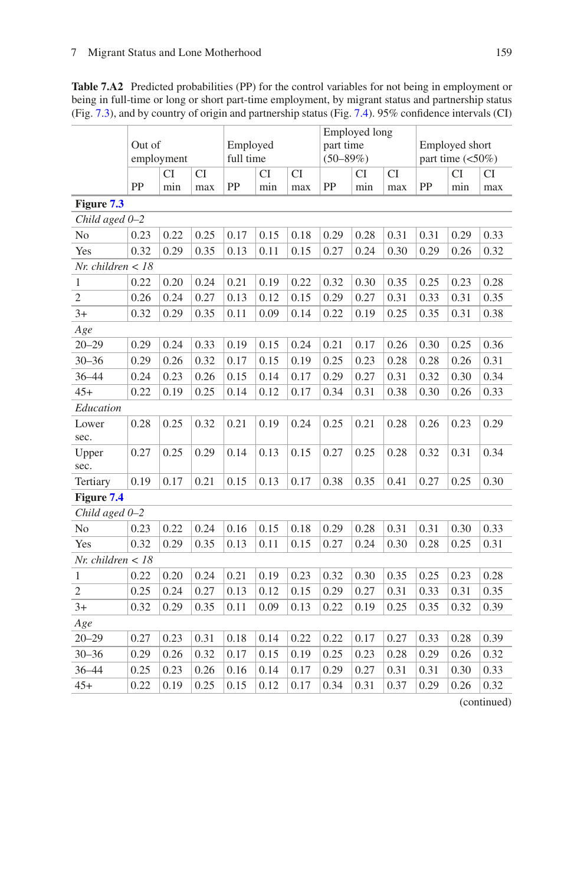**Table 7.A2** Predicted probabilities (PP) for the control variables for not being in employment or being in full-time or long or short part-time employment, by migrant status and partnership status (Fig. 7.3), and by country of origin and partnership status (Fig. 7.4). 95% confidence intervals (CI)

| | Out of employment | | | Employed full time | | | Employed long part time (50–89%) | | | Employed short part time (<50%) | | |
|---|---|---|---|---|---|---|---|---|---|---|---|---|
| | PP | CI min | CI max | PP | CI min | CI max | PP | CI min | CI max | PP | CI min | CI max |
| **Figure 7.3** | | | | | | | | | | | | |
| *Child aged 0–2* | | | | | | | | | | | | |
| No | 0.23 | 0.22 | 0.25 | 0.17 | 0.15 | 0.18 | 0.29 | 0.28 | 0.31 | 0.31 | 0.29 | 0.33 |
| Yes | 0.32 | 0.29 | 0.35 | 0.13 | 0.11 | 0.15 | 0.27 | 0.24 | 0.30 | 0.29 | 0.26 | 0.32 |
| *Nr. children < 18* | | | | | | | | | | | | |
| 1 | 0.22 | 0.20 | 0.24 | 0.21 | 0.19 | 0.22 | 0.32 | 0.30 | 0.35 | 0.25 | 0.23 | 0.28 |
| 2 | 0.26 | 0.24 | 0.27 | 0.13 | 0.12 | 0.15 | 0.29 | 0.27 | 0.31 | 0.33 | 0.31 | 0.35 |
| 3+ | 0.32 | 0.29 | 0.35 | 0.11 | 0.09 | 0.14 | 0.22 | 0.19 | 0.25 | 0.35 | 0.31 | 0.38 |
| *Age* | | | | | | | | | | | | |
| 20–29 | 0.29 | 0.24 | 0.33 | 0.19 | 0.15 | 0.24 | 0.21 | 0.17 | 0.26 | 0.30 | 0.25 | 0.36 |
| 30–36 | 0.29 | 0.26 | 0.32 | 0.17 | 0.15 | 0.19 | 0.25 | 0.23 | 0.28 | 0.28 | 0.26 | 0.31 |
| 36–44 | 0.24 | 0.23 | 0.26 | 0.15 | 0.14 | 0.17 | 0.29 | 0.27 | 0.31 | 0.32 | 0.30 | 0.34 |
| 45+ | 0.22 | 0.19 | 0.25 | 0.14 | 0.12 | 0.17 | 0.34 | 0.31 | 0.38 | 0.30 | 0.26 | 0.33 |
| *Education* | | | | | | | | | | | | |
| Lower sec. | 0.28 | 0.25 | 0.32 | 0.21 | 0.19 | 0.24 | 0.25 | 0.21 | 0.28 | 0.26 | 0.23 | 0.29 |
| Upper sec. | 0.27 | 0.25 | 0.29 | 0.14 | 0.13 | 0.15 | 0.27 | 0.25 | 0.28 | 0.32 | 0.31 | 0.34 |
| Tertiary | 0.19 | 0.17 | 0.21 | 0.15 | 0.13 | 0.17 | 0.38 | 0.35 | 0.41 | 0.27 | 0.25 | 0.30 |
| **Figure 7.4** | | | | | | | | | | | | |
| *Child aged 0–2* | | | | | | | | | | | | |
| No | 0.23 | 0.22 | 0.24 | 0.16 | 0.15 | 0.18 | 0.29 | 0.28 | 0.31 | 0.31 | 0.30 | 0.33 |
| Yes | 0.32 | 0.29 | 0.35 | 0.13 | 0.11 | 0.15 | 0.27 | 0.24 | 0.30 | 0.28 | 0.25 | 0.31 |
| *Nr. children < 18* | | | | | | | | | | | | |
| 1 | 0.22 | 0.20 | 0.24 | 0.21 | 0.19 | 0.23 | 0.32 | 0.30 | 0.35 | 0.25 | 0.23 | 0.28 |
| 2 | 0.25 | 0.24 | 0.27 | 0.13 | 0.12 | 0.15 | 0.29 | 0.27 | 0.31 | 0.33 | 0.31 | 0.35 |
| 3+ | 0.32 | 0.29 | 0.35 | 0.11 | 0.09 | 0.13 | 0.22 | 0.19 | 0.25 | 0.35 | 0.32 | 0.39 |
| *Age* | | | | | | | | | | | | |
| 20–29 | 0.27 | 0.23 | 0.31 | 0.18 | 0.14 | 0.22 | 0.22 | 0.17 | 0.27 | 0.33 | 0.28 | 0.39 |
| 30–36 | 0.29 | 0.26 | 0.32 | 0.17 | 0.15 | 0.19 | 0.25 | 0.23 | 0.28 | 0.29 | 0.26 | 0.32 |
| 36–44 | 0.25 | 0.23 | 0.26 | 0.16 | 0.14 | 0.17 | 0.29 | 0.27 | 0.31 | 0.31 | 0.30 | 0.33 |
| 45+ | 0.22 | 0.19 | 0.25 | 0.15 | 0.12 | 0.17 | 0.34 | 0.31 | 0.37 | 0.29 | 0.26 | 0.32 |

(continued)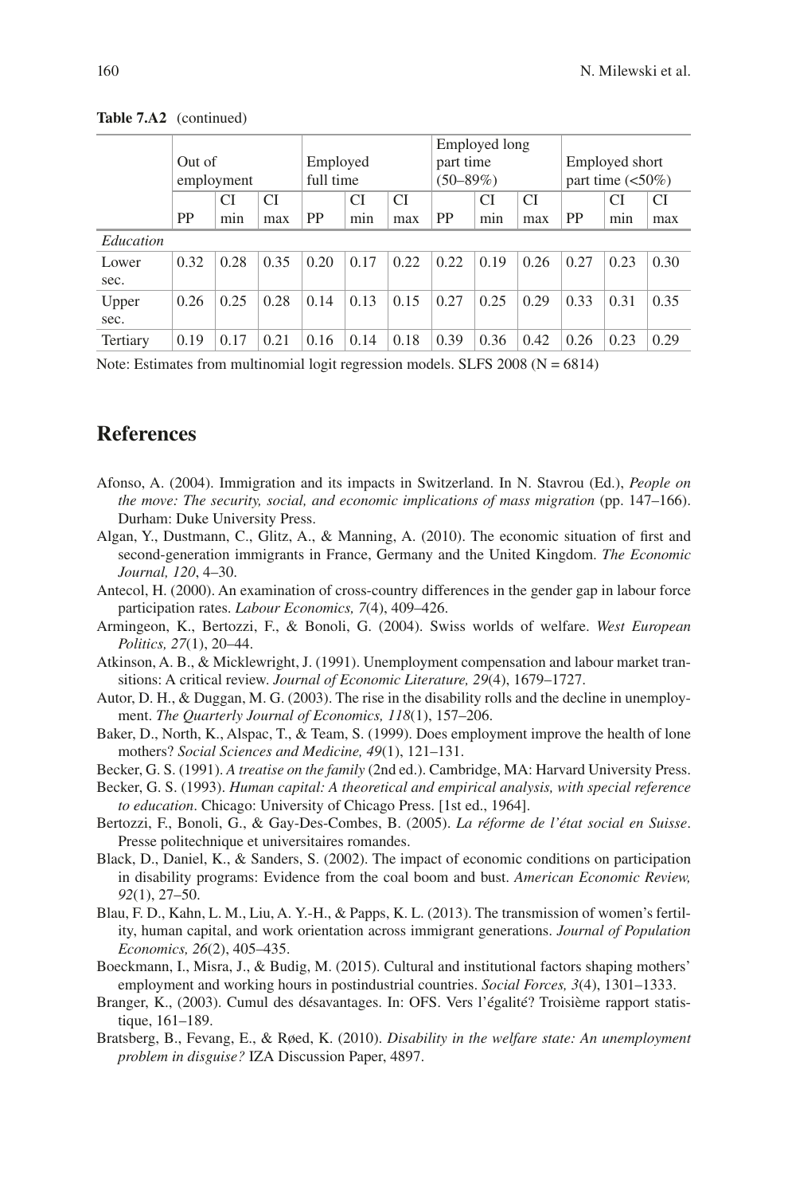**Table 7.A2** (continued)

| | Out of employment | | | Employed full time | | | Employed long part time (50–89%) | | | Employed short part time (<50%) | | |
|---|---|---|---|---|---|---|---|---|---|---|---|---|
| | PP | CI min | CI max | PP | CI min | CI max | PP | CI min | CI max | PP | CI min | CI max |
| *Education* | | | | | | | | | | | | |
| Lower sec. | 0.32 | 0.28 | 0.35 | 0.20 | 0.17 | 0.22 | 0.22 | 0.19 | 0.26 | 0.27 | 0.23 | 0.30 |
| Upper sec. | 0.26 | 0.25 | 0.28 | 0.14 | 0.13 | 0.15 | 0.27 | 0.25 | 0.29 | 0.33 | 0.31 | 0.35 |
| Tertiary | 0.19 | 0.17 | 0.21 | 0.16 | 0.14 | 0.18 | 0.39 | 0.36 | 0.42 | 0.26 | 0.23 | 0.29 |

Note: Estimates from multinomial logit regression models. SLFS 2008 (N = 6814)

## References

Afonso, A. (2004). Immigration and its impacts in Switzerland. In N. Stavrou (Ed.), *People on the move: The security, social, and economic implications of mass migration* (pp. 147–166). Durham: Duke University Press.

Algan, Y., Dustmann, C., Glitz, A., & Manning, A. (2010). The economic situation of first and second-generation immigrants in France, Germany and the United Kingdom. *The Economic Journal, 120*, 4–30.

Antecol, H. (2000). An examination of cross-country differences in the gender gap in labour force participation rates. *Labour Economics, 7*(4), 409–426.

Armingeon, K., Bertozzi, F., & Bonoli, G. (2004). Swiss worlds of welfare. *West European Politics, 27*(1), 20–44.

Atkinson, A. B., & Micklewright, J. (1991). Unemployment compensation and labour market transitions: A critical review. *Journal of Economic Literature, 29*(4), 1679–1727.

Autor, D. H., & Duggan, M. G. (2003). The rise in the disability rolls and the decline in unemployment. *The Quarterly Journal of Economics, 118*(1), 157–206.

Baker, D., North, K., Alspac, T., & Team, S. (1999). Does employment improve the health of lone mothers? *Social Sciences and Medicine, 49*(1), 121–131.

Becker, G. S. (1991). *A treatise on the family* (2nd ed.). Cambridge, MA: Harvard University Press.

Becker, G. S. (1993). *Human capital: A theoretical and empirical analysis, with special reference to education*. Chicago: University of Chicago Press. [1st ed., 1964].

Bertozzi, F., Bonoli, G., & Gay-Des-Combes, B. (2005). *La réforme de l'état social en Suisse*. Presse politechnique et universitaires romandes.

Black, D., Daniel, K., & Sanders, S. (2002). The impact of economic conditions on participation in disability programs: Evidence from the coal boom and bust. *American Economic Review, 92*(1), 27–50.

Blau, F. D., Kahn, L. M., Liu, A. Y.-H., & Papps, K. L. (2013). The transmission of women's fertility, human capital, and work orientation across immigrant generations. *Journal of Population Economics, 26*(2), 405–435.

Boeckmann, I., Misra, J., & Budig, M. (2015). Cultural and institutional factors shaping mothers' employment and working hours in postindustrial countries. *Social Forces, 3*(4), 1301–1333.

Branger, K., (2003). Cumul des désavantages. In: OFS. Vers l'égalité? Troisième rapport statistique, 161–189.

Bratsberg, B., Fevang, E., & Røed, K. (2010). *Disability in the welfare state: An unemployment problem in disguise?* IZA Discussion Paper, 4897.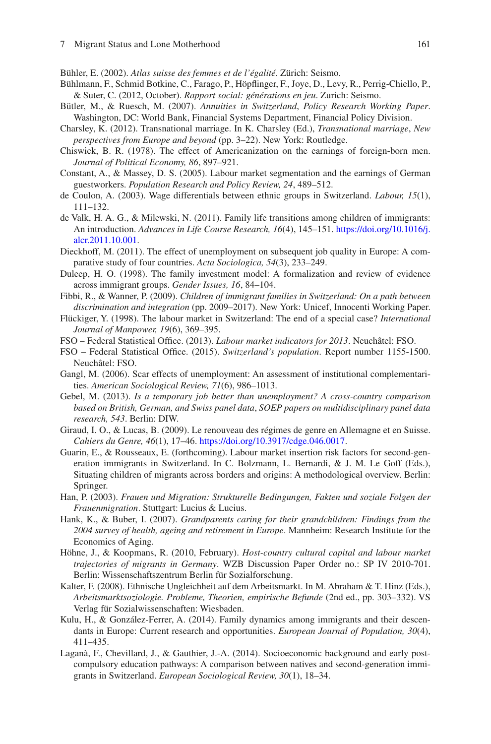Bühler, E. (2002). *Atlas suisse des femmes et de l'égalité*. Zürich: Seismo.

Bühlmann, F., Schmid Botkine, C., Farago, P., Höpflinger, F., Joye, D., Levy, R., Perrig-Chiello, P., & Suter, C. (2012, October). *Rapport social: générations en jeu*. Zurich: Seismo.

Bütler, M., & Ruesch, M. (2007). *Annuities in Switzerland*, *Policy Research Working Paper*. Washington, DC: World Bank, Financial Systems Department, Financial Policy Division.

Charsley, K. (2012). Transnational marriage. In K. Charsley (Ed.), *Transnational marriage*, *New perspectives from Europe and beyond* (pp. 3–22). New York: Routledge.

Chiswick, B. R. (1978). The effect of Americanization on the earnings of foreign-born men. *Journal of Political Economy, 86*, 897–921.

Constant, A., & Massey, D. S. (2005). Labour market segmentation and the earnings of German guestworkers. *Population Research and Policy Review, 24*, 489–512.

de Coulon, A. (2003). Wage differentials between ethnic groups in Switzerland. *Labour, 15*(1), 111–132.

de Valk, H. A. G., & Milewski, N. (2011). Family life transitions among children of immigrants: An introduction. *Advances in Life Course Research, 16*(4), 145–151. https://doi.org/10.1016/j.alcr.2011.10.001.

Dieckhoff, M. (2011). The effect of unemployment on subsequent job quality in Europe: A comparative study of four countries. *Acta Sociologica, 54*(3), 233–249.

Duleep, H. O. (1998). The family investment model: A formalization and review of evidence across immigrant groups. *Gender Issues, 16*, 84–104.

Fibbi, R., & Wanner, P. (2009). *Children of immigrant families in Switzerland: On a path between discrimination and integration* (pp. 2009–2017). New York: Unicef, Innocenti Working Paper.

Flückiger, Y. (1998). The labour market in Switzerland: The end of a special case? *International Journal of Manpower, 19*(6), 369–395.

FSO – Federal Statistical Office. (2013). *Labour market indicators for 2013*. Neuchâtel: FSO.

FSO – Federal Statistical Office. (2015). *Switzerland's population*. Report number 1155-1500. Neuchâtel: FSO.

Gangl, M. (2006). Scar effects of unemployment: An assessment of institutional complementarities. *American Sociological Review, 71*(6), 986–1013.

Gebel, M. (2013). *Is a temporary job better than unemployment? A cross-country comparison based on British, German, and Swiss panel data*, *SOEP papers on multidisciplinary panel data research, 543*. Berlin: DIW.

Giraud, I. O., & Lucas, B. (2009). Le renouveau des régimes de genre en Allemagne et en Suisse. *Cahiers du Genre, 46*(1), 17–46. https://doi.org/10.3917/cdge.046.0017.

Guarin, E., & Rousseaux, E. (forthcoming). Labour market insertion risk factors for second-generation immigrants in Switzerland. In C. Bolzmann, L. Bernardi, & J. M. Le Goff (Eds.), Situating children of migrants across borders and origins: A methodological overview. Berlin: Springer.

Han, P. (2003). *Frauen und Migration: Strukturelle Bedingungen, Fakten und soziale Folgen der Frauenmigration*. Stuttgart: Lucius & Lucius.

Hank, K., & Buber, I. (2007). *Grandparents caring for their grandchildren: Findings from the 2004 survey of health, ageing and retirement in Europe*. Mannheim: Research Institute for the Economics of Aging.

Höhne, J., & Koopmans, R. (2010, February). *Host-country cultural capital and labour market trajectories of migrants in Germany*. WZB Discussion Paper Order no.: SP IV 2010-701. Berlin: Wissenschaftszentrum Berlin für Sozialforschung.

Kalter, F. (2008). Ethnische Ungleichheit auf dem Arbeitsmarkt. In M. Abraham & T. Hinz (Eds.), *Arbeitsmarktsoziologie. Probleme, Theorien, empirische Befunde* (2nd ed., pp. 303–332). VS Verlag für Sozialwissenschaften: Wiesbaden.

Kulu, H., & González-Ferrer, A. (2014). Family dynamics among immigrants and their descendants in Europe: Current research and opportunities. *European Journal of Population, 30*(4), 411–435.

Laganà, F., Chevillard, J., & Gauthier, J.-A. (2014). Socioeconomic background and early post-compulsory education pathways: A comparison between natives and second-generation immigrants in Switzerland. *European Sociological Review, 30*(1), 18–34.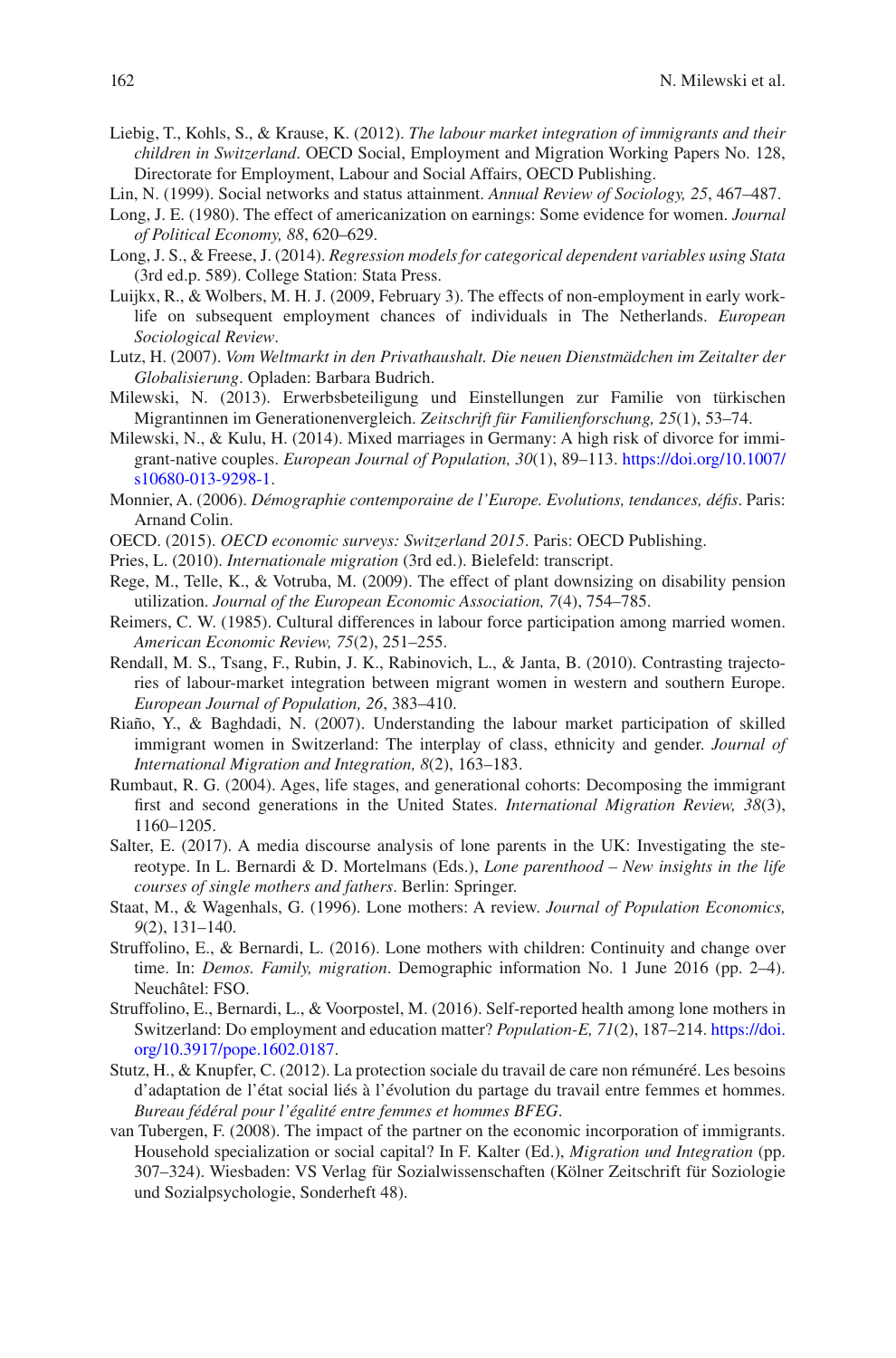Liebig, T., Kohls, S., & Krause, K. (2012). *The labour market integration of immigrants and their children in Switzerland*. OECD Social, Employment and Migration Working Papers No. 128, Directorate for Employment, Labour and Social Affairs, OECD Publishing.

Lin, N. (1999). Social networks and status attainment. *Annual Review of Sociology, 25*, 467–487.

Long, J. E. (1980). The effect of americanization on earnings: Some evidence for women. *Journal of Political Economy, 88*, 620–629.

Long, J. S., & Freese, J. (2014). *Regression models for categorical dependent variables using Stata* (3rd ed.p. 589). College Station: Stata Press.

Luijkx, R., & Wolbers, M. H. J. (2009, February 3). The effects of non-employment in early work-life on subsequent employment chances of individuals in The Netherlands. *European Sociological Review*.

Lutz, H. (2007). *Vom Weltmarkt in den Privathaushalt. Die neuen Dienstmädchen im Zeitalter der Globalisierung*. Opladen: Barbara Budrich.

Milewski, N. (2013). Erwerbsbeteiligung und Einstellungen zur Familie von türkischen Migrantinnen im Generationenvergleich. *Zeitschrift für Familienforschung, 25*(1), 53–74.

Milewski, N., & Kulu, H. (2014). Mixed marriages in Germany: A high risk of divorce for immigrant-native couples. *European Journal of Population, 30*(1), 89–113. https://doi.org/10.1007/s10680-013-9298-1.

Monnier, A. (2006). *Démographie contemporaine de l'Europe. Evolutions, tendances, défis*. Paris: Arnand Colin.

OECD. (2015). *OECD economic surveys: Switzerland 2015*. Paris: OECD Publishing.

Pries, L. (2010). *Internationale migration* (3rd ed.). Bielefeld: transcript.

Rege, M., Telle, K., & Votruba, M. (2009). The effect of plant downsizing on disability pension utilization. *Journal of the European Economic Association, 7*(4), 754–785.

Reimers, C. W. (1985). Cultural differences in labour force participation among married women. *American Economic Review, 75*(2), 251–255.

Rendall, M. S., Tsang, F., Rubin, J. K., Rabinovich, L., & Janta, B. (2010). Contrasting trajectories of labour-market integration between migrant women in western and southern Europe. *European Journal of Population, 26*, 383–410.

Riaño, Y., & Baghdadi, N. (2007). Understanding the labour market participation of skilled immigrant women in Switzerland: The interplay of class, ethnicity and gender. *Journal of International Migration and Integration, 8*(2), 163–183.

Rumbaut, R. G. (2004). Ages, life stages, and generational cohorts: Decomposing the immigrant first and second generations in the United States. *International Migration Review, 38*(3), 1160–1205.

Salter, E. (2017). A media discourse analysis of lone parents in the UK: Investigating the stereotype. In L. Bernardi & D. Mortelmans (Eds.), *Lone parenthood – New insights in the life courses of single mothers and fathers*. Berlin: Springer.

Staat, M., & Wagenhals, G. (1996). Lone mothers: A review. *Journal of Population Economics, 9*(2), 131–140.

Struffolino, E., & Bernardi, L. (2016). Lone mothers with children: Continuity and change over time. In: *Demos. Family, migration*. Demographic information No. 1 June 2016 (pp. 2–4). Neuchâtel: FSO.

Struffolino, E., Bernardi, L., & Voorpostel, M. (2016). Self-reported health among lone mothers in Switzerland: Do employment and education matter? *Population-E, 71*(2), 187–214. https://doi.org/10.3917/pope.1602.0187.

Stutz, H., & Knupfer, C. (2012). La protection sociale du travail de care non rémunéré. Les besoins d'adaptation de l'état social liés à l'évolution du partage du travail entre femmes et hommes. *Bureau fédéral pour l'égalité entre femmes et hommes BFEG*.

van Tubergen, F. (2008). The impact of the partner on the economic incorporation of immigrants. Household specialization or social capital? In F. Kalter (Ed.), *Migration und Integration* (pp. 307–324). Wiesbaden: VS Verlag für Sozialwissenschaften (Kölner Zeitschrift für Soziologie und Sozialpsychologie, Sonderheft 48).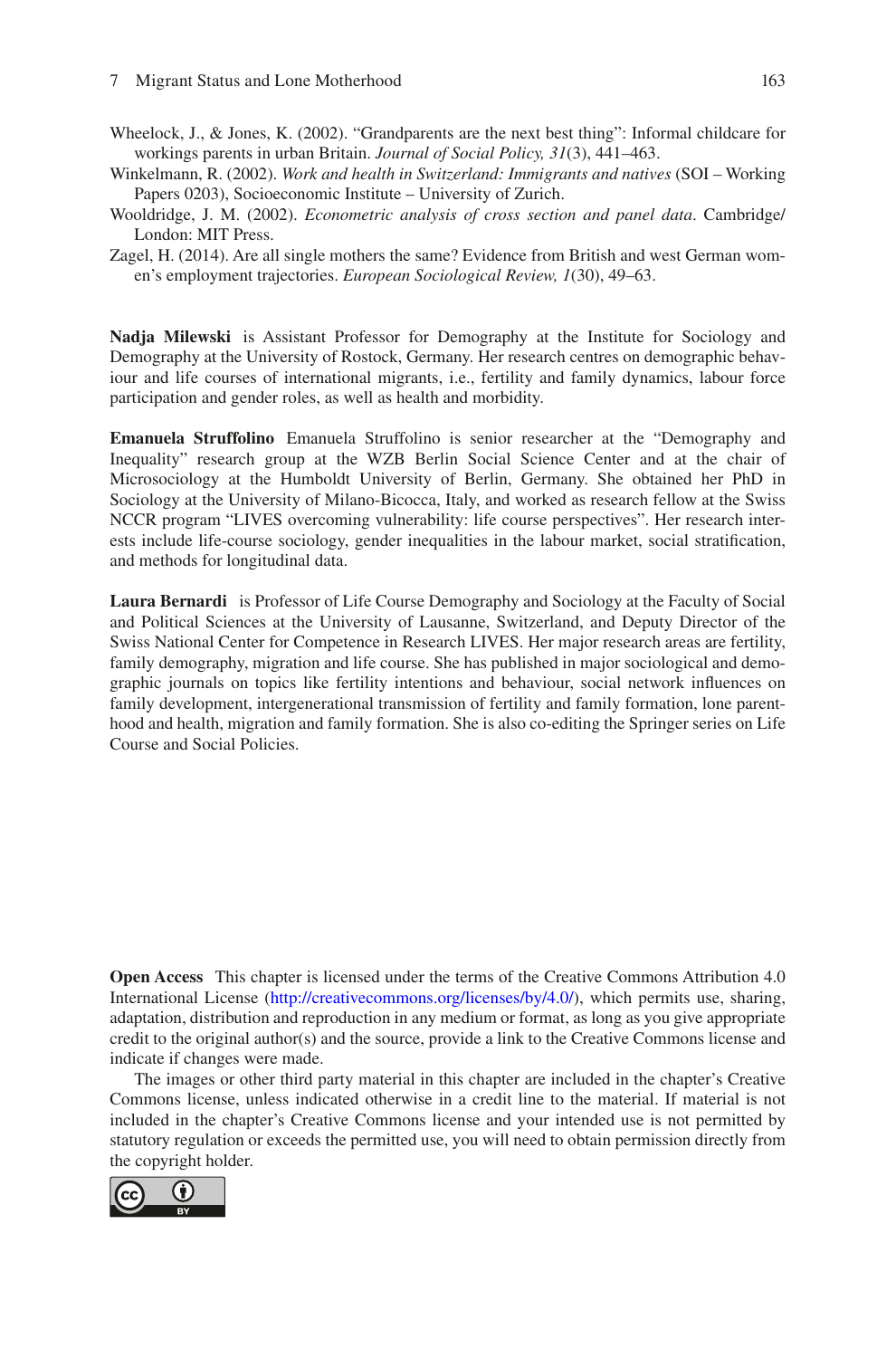Wheelock, J., & Jones, K. (2002). "Grandparents are the next best thing": Informal childcare for workings parents in urban Britain. *Journal of Social Policy, 31*(3), 441–463.

Winkelmann, R. (2002). *Work and health in Switzerland: Immigrants and natives* (SOI – Working Papers 0203), Socioeconomic Institute – University of Zurich.

Wooldridge, J. M. (2002). *Econometric analysis of cross section and panel data*. Cambridge/London: MIT Press.

Zagel, H. (2014). Are all single mothers the same? Evidence from British and west German women's employment trajectories. *European Sociological Review, 1*(30), 49–63.

**Nadja Milewski** is Assistant Professor for Demography at the Institute for Sociology and Demography at the University of Rostock, Germany. Her research centres on demographic behaviour and life courses of international migrants, i.e., fertility and family dynamics, labour force participation and gender roles, as well as health and morbidity.

**Emanuela Struffolino** Emanuela Struffolino is senior researcher at the "Demography and Inequality" research group at the WZB Berlin Social Science Center and at the chair of Microsociology at the Humboldt University of Berlin, Germany. She obtained her PhD in Sociology at the University of Milano-Bicocca, Italy, and worked as research fellow at the Swiss NCCR program "LIVES overcoming vulnerability: life course perspectives". Her research interests include life-course sociology, gender inequalities in the labour market, social stratification, and methods for longitudinal data.

**Laura Bernardi** is Professor of Life Course Demography and Sociology at the Faculty of Social and Political Sciences at the University of Lausanne, Switzerland, and Deputy Director of the Swiss National Center for Competence in Research LIVES. Her major research areas are fertility, family demography, migration and life course. She has published in major sociological and demographic journals on topics like fertility intentions and behaviour, social network influences on family development, intergenerational transmission of fertility and family formation, lone parenthood and health, migration and family formation. She is also co-editing the Springer series on Life Course and Social Policies.

**Open Access** This chapter is licensed under the terms of the Creative Commons Attribution 4.0 International License (http://creativecommons.org/licenses/by/4.0/), which permits use, sharing, adaptation, distribution and reproduction in any medium or format, as long as you give appropriate credit to the original author(s) and the source, provide a link to the Creative Commons license and indicate if changes were made.

The images or other third party material in this chapter are included in the chapter's Creative Commons license, unless indicated otherwise in a credit line to the material. If material is not included in the chapter's Creative Commons license and your intended use is not permitted by statutory regulation or exceeds the permitted use, you will need to obtain permission directly from the copyright holder.